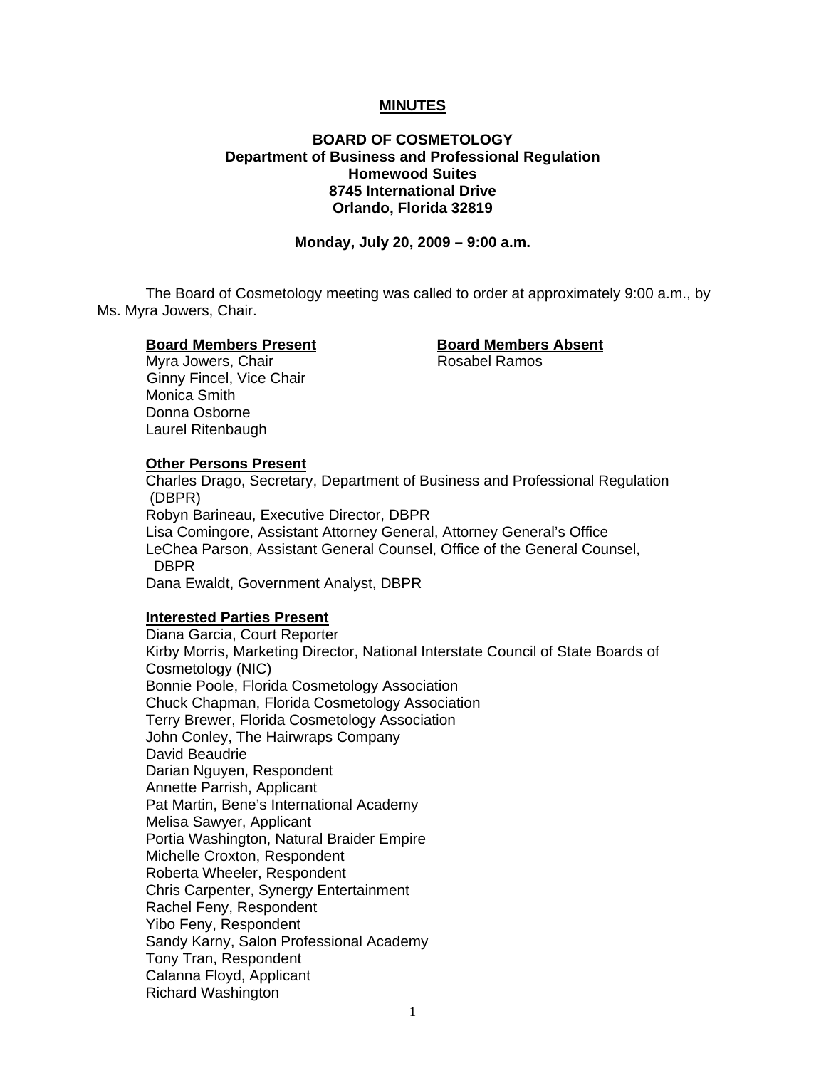# MINUTES

## BOARD OF COSMETOLOGY
**Department of Business and Professional Regulation**
**Homewood Suites**
**8745 International Drive**
**Orlando, Florida 32819**

**Monday, July 20, 2009 – 9:00 a.m.**

The Board of Cosmetology meeting was called to order at approximately 9:00 a.m., by Ms. Myra Jowers, Chair.

**Board Members Present**
Myra Jowers, Chair
Ginny Fincel, Vice Chair
Monica Smith
Donna Osborne
Laurel Ritenbaugh

**Board Members Absent**
Rosabel Ramos

**Other Persons Present**
Charles Drago, Secretary, Department of Business and Professional Regulation (DBPR)
Robyn Barineau, Executive Director, DBPR
Lisa Comingore, Assistant Attorney General, Attorney General's Office
LeChea Parson, Assistant General Counsel, Office of the General Counsel, DBPR
Dana Ewaldt, Government Analyst, DBPR

**Interested Parties Present**
Diana Garcia, Court Reporter
Kirby Morris, Marketing Director, National Interstate Council of State Boards of Cosmetology (NIC)
Bonnie Poole, Florida Cosmetology Association
Chuck Chapman, Florida Cosmetology Association
Terry Brewer, Florida Cosmetology Association
John Conley, The Hairwraps Company
David Beaudrie
Darian Nguyen, Respondent
Annette Parrish, Applicant
Pat Martin, Bene's International Academy
Melisa Sawyer, Applicant
Portia Washington, Natural Braider Empire
Michelle Croxton, Respondent
Roberta Wheeler, Respondent
Chris Carpenter, Synergy Entertainment
Rachel Feny, Respondent
Yibo Feny, Respondent
Sandy Karny, Salon Professional Academy
Tony Tran, Respondent
Calanna Floyd, Applicant
Richard Washington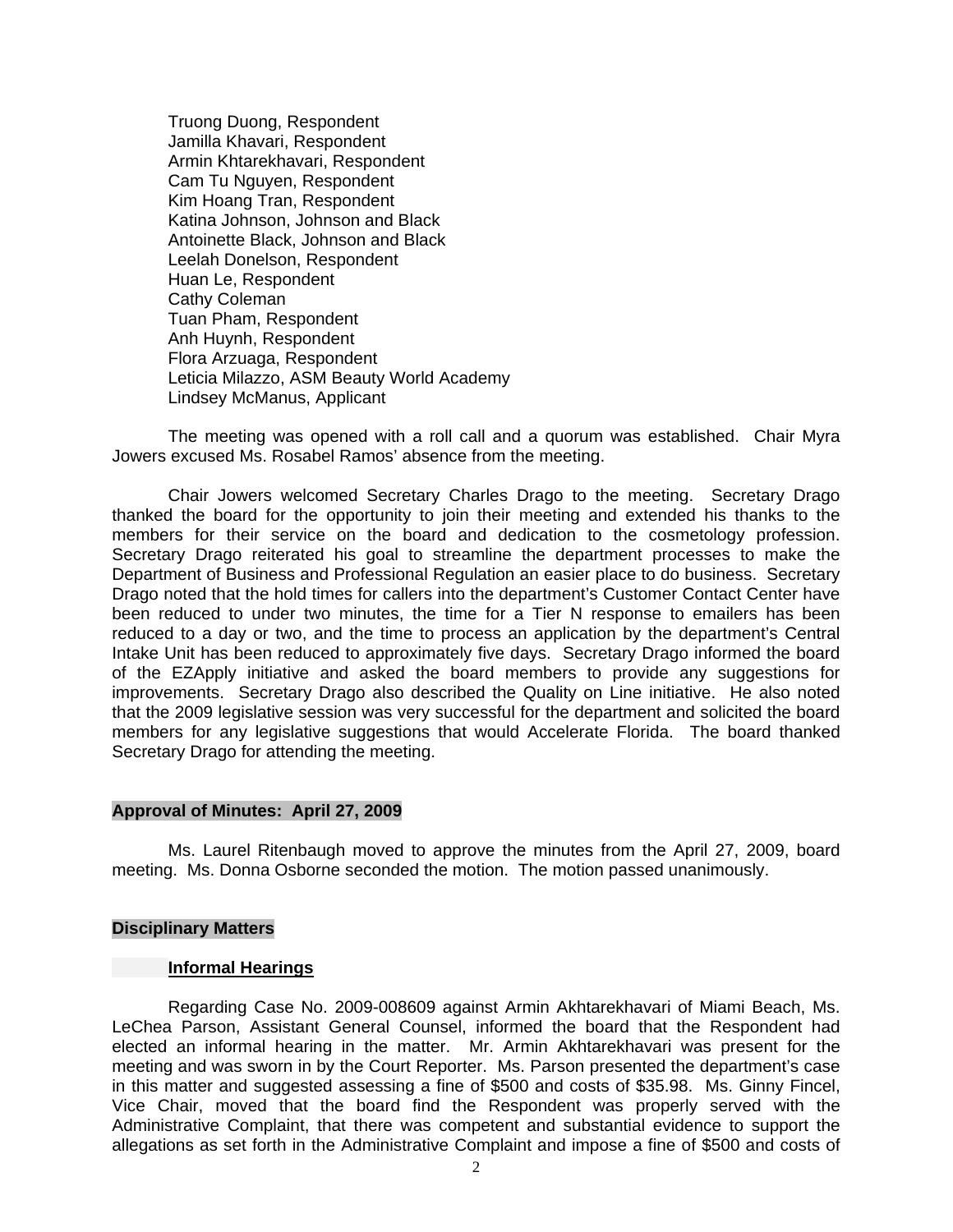Truong Duong, Respondent
Jamilla Khavari, Respondent
Armin Khtarekhavari, Respondent
Cam Tu Nguyen, Respondent
Kim Hoang Tran, Respondent
Katina Johnson, Johnson and Black
Antoinette Black, Johnson and Black
Leelah Donelson, Respondent
Huan Le, Respondent
Cathy Coleman
Tuan Pham, Respondent
Anh Huynh, Respondent
Flora Arzuaga, Respondent
Leticia Milazzo, ASM Beauty World Academy
Lindsey McManus, Applicant

The meeting was opened with a roll call and a quorum was established. Chair Myra Jowers excused Ms. Rosabel Ramos' absence from the meeting.

Chair Jowers welcomed Secretary Charles Drago to the meeting. Secretary Drago thanked the board for the opportunity to join their meeting and extended his thanks to the members for their service on the board and dedication to the cosmetology profession. Secretary Drago reiterated his goal to streamline the department processes to make the Department of Business and Professional Regulation an easier place to do business. Secretary Drago noted that the hold times for callers into the department's Customer Contact Center have been reduced to under two minutes, the time for a Tier N response to emailers has been reduced to a day or two, and the time to process an application by the department's Central Intake Unit has been reduced to approximately five days. Secretary Drago informed the board of the EZApply initiative and asked the board members to provide any suggestions for improvements. Secretary Drago also described the Quality on Line initiative. He also noted that the 2009 legislative session was very successful for the department and solicited the board members for any legislative suggestions that would Accelerate Florida. The board thanked Secretary Drago for attending the meeting.

**Approval of Minutes: April 27, 2009**

Ms. Laurel Ritenbaugh moved to approve the minutes from the April 27, 2009, board meeting. Ms. Donna Osborne seconded the motion. The motion passed unanimously.

**Disciplinary Matters**

**Informal Hearings**

Regarding Case No. 2009-008609 against Armin Akhtarekhavari of Miami Beach, Ms. LeChea Parson, Assistant General Counsel, informed the board that the Respondent had elected an informal hearing in the matter. Mr. Armin Akhtarekhavari was present for the meeting and was sworn in by the Court Reporter. Ms. Parson presented the department's case in this matter and suggested assessing a fine of $500 and costs of $35.98. Ms. Ginny Fincel, Vice Chair, moved that the board find the Respondent was properly served with the Administrative Complaint, that there was competent and substantial evidence to support the allegations as set forth in the Administrative Complaint and impose a fine of $500 and costs of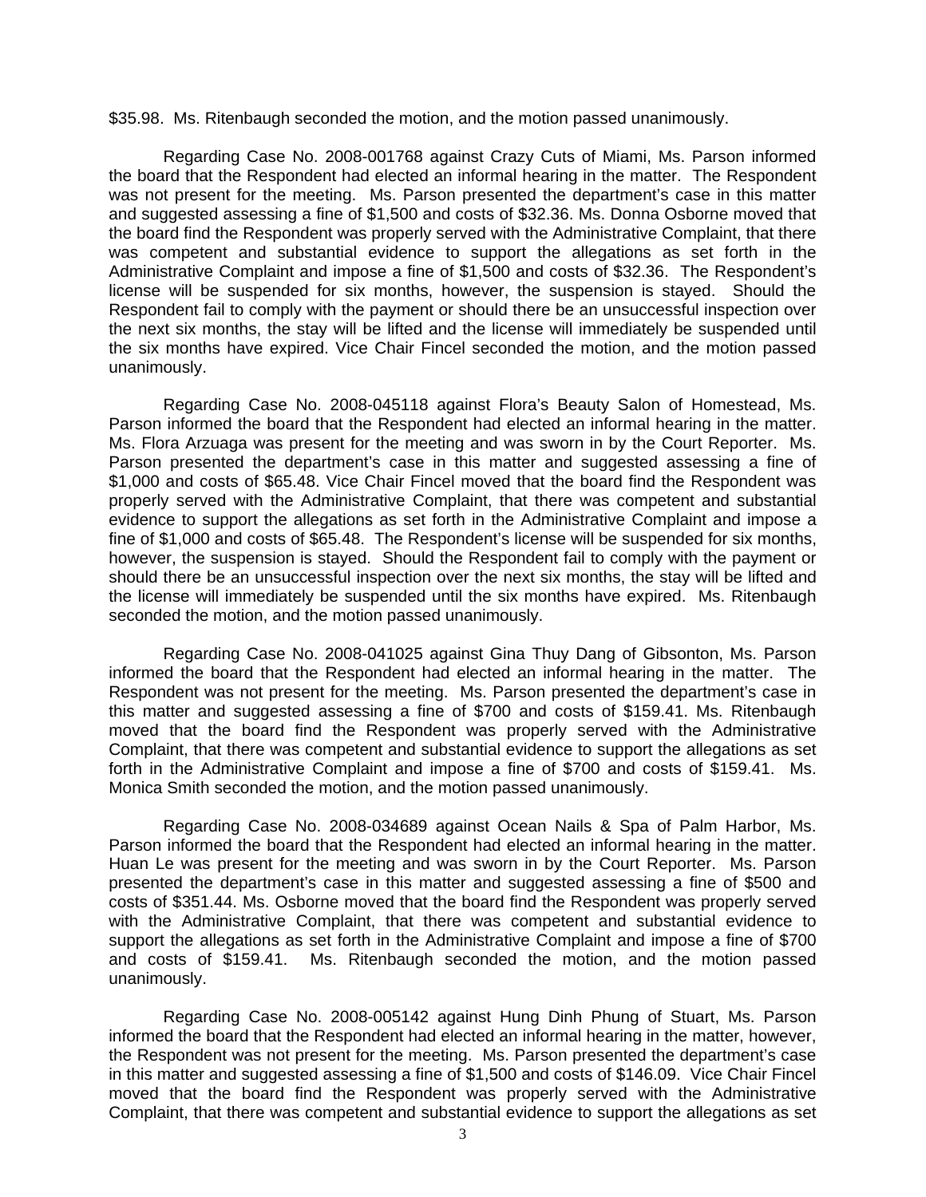$35.98. Ms. Ritenbaugh seconded the motion, and the motion passed unanimously.

Regarding Case No. 2008-001768 against Crazy Cuts of Miami, Ms. Parson informed the board that the Respondent had elected an informal hearing in the matter. The Respondent was not present for the meeting. Ms. Parson presented the department's case in this matter and suggested assessing a fine of $1,500 and costs of $32.36. Ms. Donna Osborne moved that the board find the Respondent was properly served with the Administrative Complaint, that there was competent and substantial evidence to support the allegations as set forth in the Administrative Complaint and impose a fine of $1,500 and costs of $32.36. The Respondent's license will be suspended for six months, however, the suspension is stayed. Should the Respondent fail to comply with the payment or should there be an unsuccessful inspection over the next six months, the stay will be lifted and the license will immediately be suspended until the six months have expired. Vice Chair Fincel seconded the motion, and the motion passed unanimously.

Regarding Case No. 2008-045118 against Flora's Beauty Salon of Homestead, Ms. Parson informed the board that the Respondent had elected an informal hearing in the matter. Ms. Flora Arzuaga was present for the meeting and was sworn in by the Court Reporter. Ms. Parson presented the department's case in this matter and suggested assessing a fine of $1,000 and costs of $65.48. Vice Chair Fincel moved that the board find the Respondent was properly served with the Administrative Complaint, that there was competent and substantial evidence to support the allegations as set forth in the Administrative Complaint and impose a fine of $1,000 and costs of $65.48. The Respondent's license will be suspended for six months, however, the suspension is stayed. Should the Respondent fail to comply with the payment or should there be an unsuccessful inspection over the next six months, the stay will be lifted and the license will immediately be suspended until the six months have expired. Ms. Ritenbaugh seconded the motion, and the motion passed unanimously.

Regarding Case No. 2008-041025 against Gina Thuy Dang of Gibsonton, Ms. Parson informed the board that the Respondent had elected an informal hearing in the matter. The Respondent was not present for the meeting. Ms. Parson presented the department's case in this matter and suggested assessing a fine of $700 and costs of $159.41. Ms. Ritenbaugh moved that the board find the Respondent was properly served with the Administrative Complaint, that there was competent and substantial evidence to support the allegations as set forth in the Administrative Complaint and impose a fine of $700 and costs of $159.41. Ms. Monica Smith seconded the motion, and the motion passed unanimously.

Regarding Case No. 2008-034689 against Ocean Nails & Spa of Palm Harbor, Ms. Parson informed the board that the Respondent had elected an informal hearing in the matter. Huan Le was present for the meeting and was sworn in by the Court Reporter. Ms. Parson presented the department's case in this matter and suggested assessing a fine of $500 and costs of $351.44. Ms. Osborne moved that the board find the Respondent was properly served with the Administrative Complaint, that there was competent and substantial evidence to support the allegations as set forth in the Administrative Complaint and impose a fine of $700 and costs of $159.41. Ms. Ritenbaugh seconded the motion, and the motion passed unanimously.

Regarding Case No. 2008-005142 against Hung Dinh Phung of Stuart, Ms. Parson informed the board that the Respondent had elected an informal hearing in the matter, however, the Respondent was not present for the meeting. Ms. Parson presented the department's case in this matter and suggested assessing a fine of $1,500 and costs of $146.09. Vice Chair Fincel moved that the board find the Respondent was properly served with the Administrative Complaint, that there was competent and substantial evidence to support the allegations as set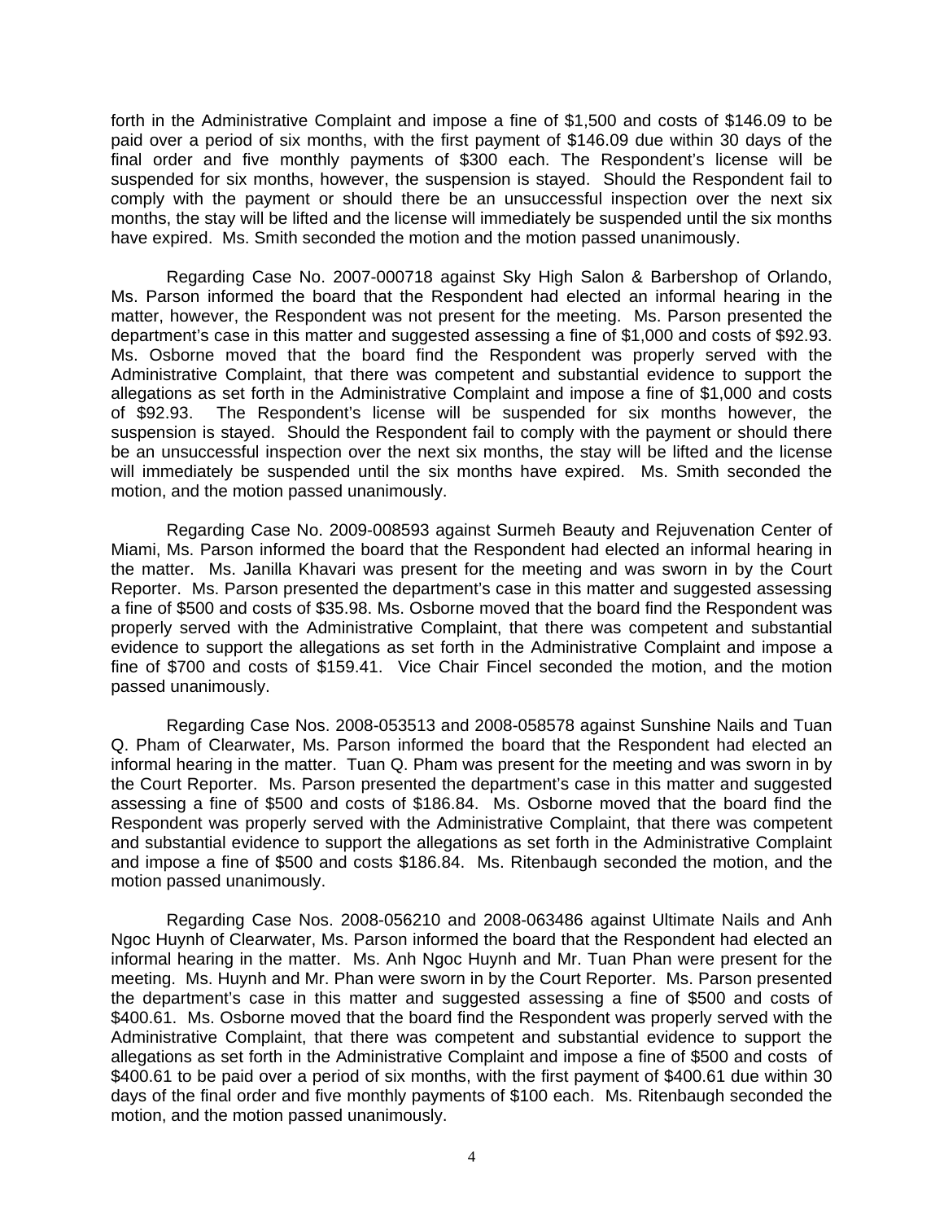forth in the Administrative Complaint and impose a fine of $1,500 and costs of $146.09 to be paid over a period of six months, with the first payment of $146.09 due within 30 days of the final order and five monthly payments of $300 each. The Respondent's license will be suspended for six months, however, the suspension is stayed. Should the Respondent fail to comply with the payment or should there be an unsuccessful inspection over the next six months, the stay will be lifted and the license will immediately be suspended until the six months have expired. Ms. Smith seconded the motion and the motion passed unanimously.

Regarding Case No. 2007-000718 against Sky High Salon & Barbershop of Orlando, Ms. Parson informed the board that the Respondent had elected an informal hearing in the matter, however, the Respondent was not present for the meeting. Ms. Parson presented the department's case in this matter and suggested assessing a fine of $1,000 and costs of $92.93. Ms. Osborne moved that the board find the Respondent was properly served with the Administrative Complaint, that there was competent and substantial evidence to support the allegations as set forth in the Administrative Complaint and impose a fine of $1,000 and costs of $92.93. The Respondent's license will be suspended for six months however, the suspension is stayed. Should the Respondent fail to comply with the payment or should there be an unsuccessful inspection over the next six months, the stay will be lifted and the license will immediately be suspended until the six months have expired. Ms. Smith seconded the motion, and the motion passed unanimously.

Regarding Case No. 2009-008593 against Surmeh Beauty and Rejuvenation Center of Miami, Ms. Parson informed the board that the Respondent had elected an informal hearing in the matter. Ms. Janilla Khavari was present for the meeting and was sworn in by the Court Reporter. Ms. Parson presented the department's case in this matter and suggested assessing a fine of $500 and costs of $35.98. Ms. Osborne moved that the board find the Respondent was properly served with the Administrative Complaint, that there was competent and substantial evidence to support the allegations as set forth in the Administrative Complaint and impose a fine of $700 and costs of $159.41. Vice Chair Fincel seconded the motion, and the motion passed unanimously.

Regarding Case Nos. 2008-053513 and 2008-058578 against Sunshine Nails and Tuan Q. Pham of Clearwater, Ms. Parson informed the board that the Respondent had elected an informal hearing in the matter. Tuan Q. Pham was present for the meeting and was sworn in by the Court Reporter. Ms. Parson presented the department's case in this matter and suggested assessing a fine of $500 and costs of $186.84. Ms. Osborne moved that the board find the Respondent was properly served with the Administrative Complaint, that there was competent and substantial evidence to support the allegations as set forth in the Administrative Complaint and impose a fine of $500 and costs $186.84. Ms. Ritenbaugh seconded the motion, and the motion passed unanimously.

Regarding Case Nos. 2008-056210 and 2008-063486 against Ultimate Nails and Anh Ngoc Huynh of Clearwater, Ms. Parson informed the board that the Respondent had elected an informal hearing in the matter. Ms. Anh Ngoc Huynh and Mr. Tuan Phan were present for the meeting. Ms. Huynh and Mr. Phan were sworn in by the Court Reporter. Ms. Parson presented the department's case in this matter and suggested assessing a fine of $500 and costs of $400.61. Ms. Osborne moved that the board find the Respondent was properly served with the Administrative Complaint, that there was competent and substantial evidence to support the allegations as set forth in the Administrative Complaint and impose a fine of $500 and costs of $400.61 to be paid over a period of six months, with the first payment of $400.61 due within 30 days of the final order and five monthly payments of $100 each. Ms. Ritenbaugh seconded the motion, and the motion passed unanimously.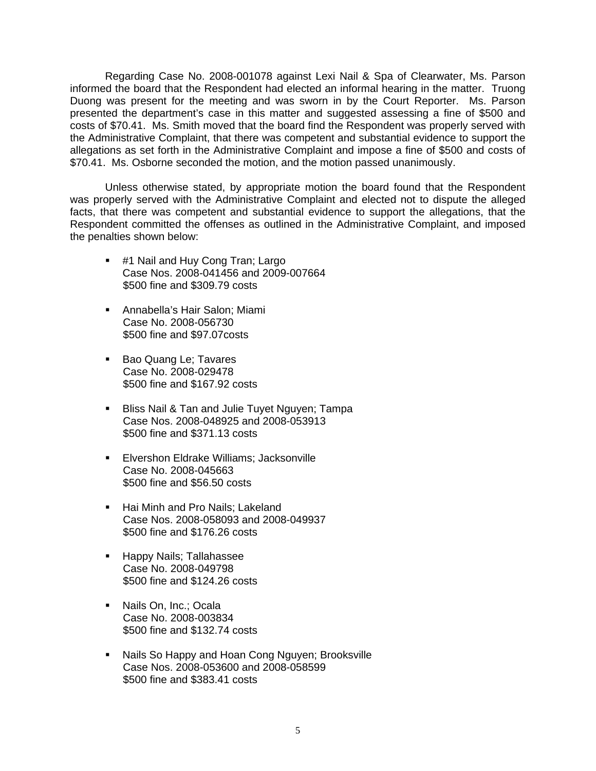Regarding Case No. 2008-001078 against Lexi Nail & Spa of Clearwater, Ms. Parson informed the board that the Respondent had elected an informal hearing in the matter. Truong Duong was present for the meeting and was sworn in by the Court Reporter. Ms. Parson presented the department's case in this matter and suggested assessing a fine of $500 and costs of $70.41. Ms. Smith moved that the board find the Respondent was properly served with the Administrative Complaint, that there was competent and substantial evidence to support the allegations as set forth in the Administrative Complaint and impose a fine of $500 and costs of $70.41. Ms. Osborne seconded the motion, and the motion passed unanimously.

Unless otherwise stated, by appropriate motion the board found that the Respondent was properly served with the Administrative Complaint and elected not to dispute the alleged facts, that there was competent and substantial evidence to support the allegations, that the Respondent committed the offenses as outlined in the Administrative Complaint, and imposed the penalties shown below:

- #1 Nail and Huy Cong Tran; Largo
  Case Nos. 2008-041456 and 2009-007664
  $500 fine and $309.79 costs

- Annabella's Hair Salon; Miami
  Case No. 2008-056730
  $500 fine and $97.07costs

- Bao Quang Le; Tavares
  Case No. 2008-029478
  $500 fine and $167.92 costs

- Bliss Nail & Tan and Julie Tuyet Nguyen; Tampa
  Case Nos. 2008-048925 and 2008-053913
  $500 fine and $371.13 costs

- Elvershon Eldrake Williams; Jacksonville
  Case No. 2008-045663
  $500 fine and $56.50 costs

- Hai Minh and Pro Nails; Lakeland
  Case Nos. 2008-058093 and 2008-049937
  $500 fine and $176.26 costs

- Happy Nails; Tallahassee
  Case No. 2008-049798
  $500 fine and $124.26 costs

- Nails On, Inc.; Ocala
  Case No. 2008-003834
  $500 fine and $132.74 costs

- Nails So Happy and Hoan Cong Nguyen; Brooksville
  Case Nos. 2008-053600 and 2008-058599
  $500 fine and $383.41 costs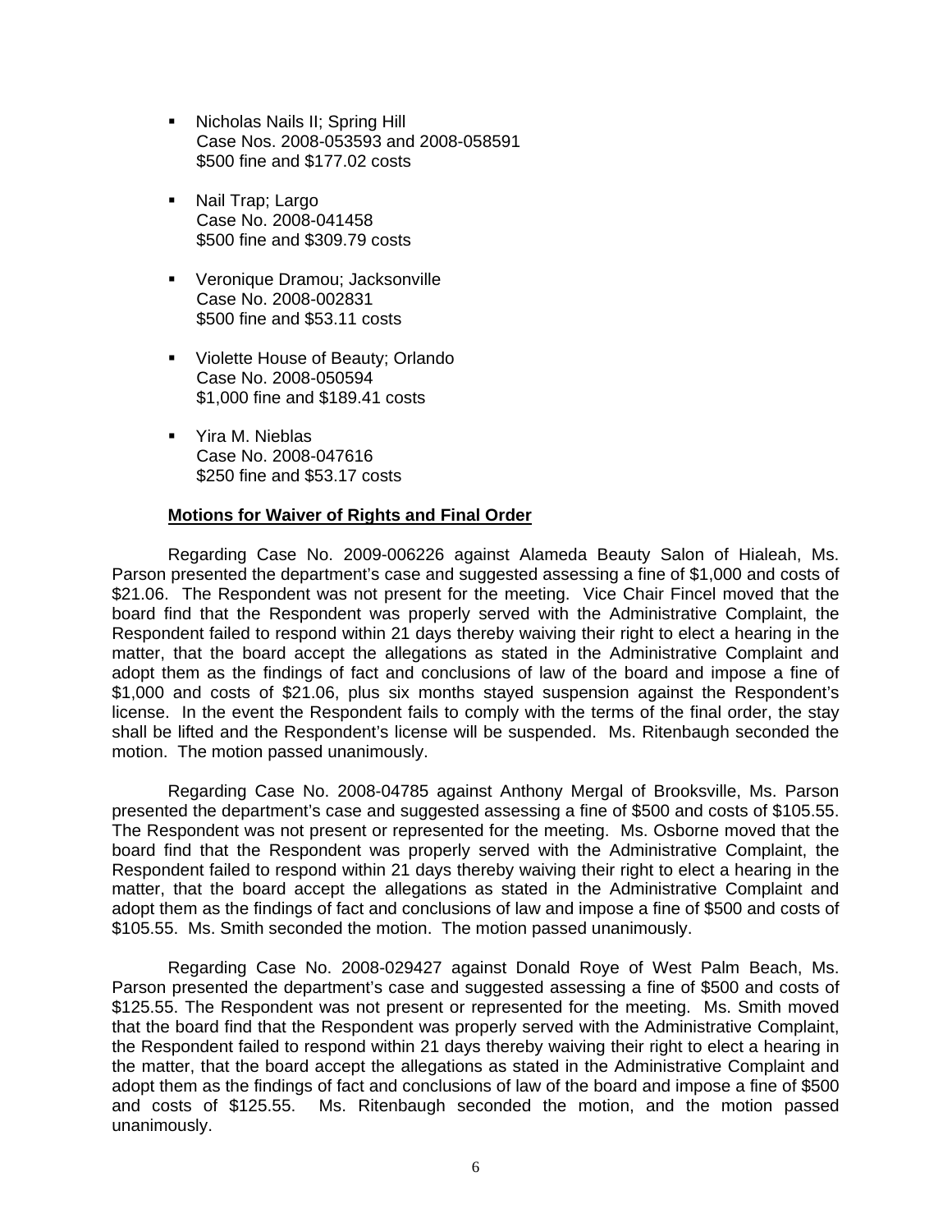- Nicholas Nails II; Spring Hill
  Case Nos. 2008-053593 and 2008-058591
  $500 fine and $177.02 costs

- Nail Trap; Largo
  Case No. 2008-041458
  $500 fine and $309.79 costs

- Veronique Dramou; Jacksonville
  Case No. 2008-002831
  $500 fine and $53.11 costs

- Violette House of Beauty; Orlando
  Case No. 2008-050594
  $1,000 fine and $189.41 costs

- Yira M. Nieblas
  Case No. 2008-047616
  $250 fine and $53.17 costs

**Motions for Waiver of Rights and Final Order**

Regarding Case No. 2009-006226 against Alameda Beauty Salon of Hialeah, Ms. Parson presented the department's case and suggested assessing a fine of $1,000 and costs of $21.06. The Respondent was not present for the meeting. Vice Chair Fincel moved that the board find that the Respondent was properly served with the Administrative Complaint, the Respondent failed to respond within 21 days thereby waiving their right to elect a hearing in the matter, that the board accept the allegations as stated in the Administrative Complaint and adopt them as the findings of fact and conclusions of law of the board and impose a fine of $1,000 and costs of $21.06, plus six months stayed suspension against the Respondent's license. In the event the Respondent fails to comply with the terms of the final order, the stay shall be lifted and the Respondent's license will be suspended. Ms. Ritenbaugh seconded the motion. The motion passed unanimously.

Regarding Case No. 2008-04785 against Anthony Mergal of Brooksville, Ms. Parson presented the department's case and suggested assessing a fine of $500 and costs of $105.55. The Respondent was not present or represented for the meeting. Ms. Osborne moved that the board find that the Respondent was properly served with the Administrative Complaint, the Respondent failed to respond within 21 days thereby waiving their right to elect a hearing in the matter, that the board accept the allegations as stated in the Administrative Complaint and adopt them as the findings of fact and conclusions of law and impose a fine of $500 and costs of $105.55. Ms. Smith seconded the motion. The motion passed unanimously.

Regarding Case No. 2008-029427 against Donald Roye of West Palm Beach, Ms. Parson presented the department's case and suggested assessing a fine of $500 and costs of $125.55. The Respondent was not present or represented for the meeting. Ms. Smith moved that the board find that the Respondent was properly served with the Administrative Complaint, the Respondent failed to respond within 21 days thereby waiving their right to elect a hearing in the matter, that the board accept the allegations as stated in the Administrative Complaint and adopt them as the findings of fact and conclusions of law of the board and impose a fine of $500 and costs of $125.55. Ms. Ritenbaugh seconded the motion, and the motion passed unanimously.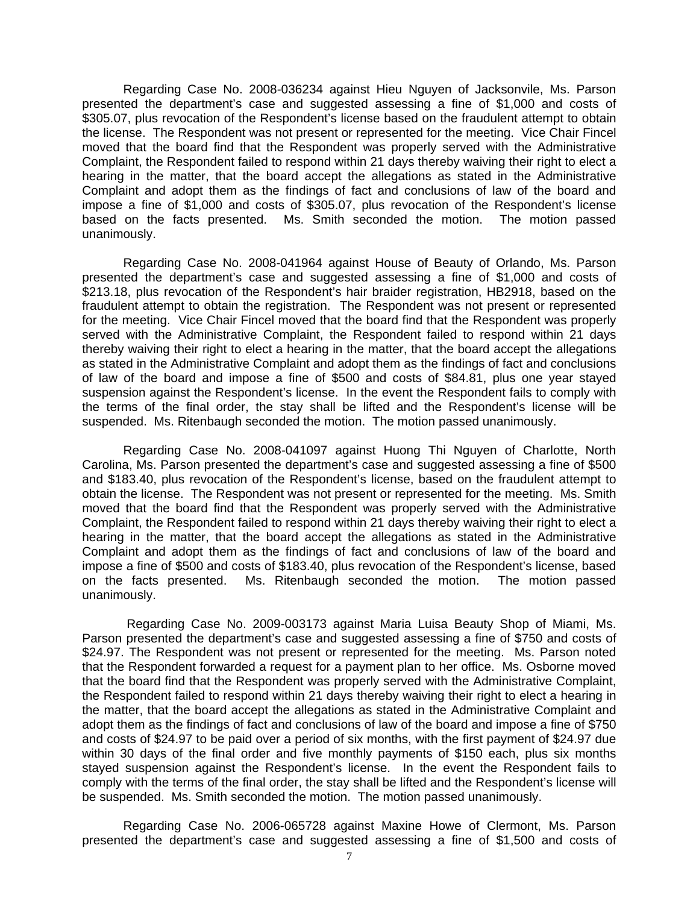Regarding Case No. 2008-036234 against Hieu Nguyen of Jacksonville, Ms. Parson presented the department's case and suggested assessing a fine of $1,000 and costs of $305.07, plus revocation of the Respondent's license based on the fraudulent attempt to obtain the license. The Respondent was not present or represented for the meeting. Vice Chair Fincel moved that the board find that the Respondent was properly served with the Administrative Complaint, the Respondent failed to respond within 21 days thereby waiving their right to elect a hearing in the matter, that the board accept the allegations as stated in the Administrative Complaint and adopt them as the findings of fact and conclusions of law of the board and impose a fine of $1,000 and costs of $305.07, plus revocation of the Respondent's license based on the facts presented. Ms. Smith seconded the motion. The motion passed unanimously.

Regarding Case No. 2008-041964 against House of Beauty of Orlando, Ms. Parson presented the department's case and suggested assessing a fine of $1,000 and costs of $213.18, plus revocation of the Respondent's hair braider registration, HB2918, based on the fraudulent attempt to obtain the registration. The Respondent was not present or represented for the meeting. Vice Chair Fincel moved that the board find that the Respondent was properly served with the Administrative Complaint, the Respondent failed to respond within 21 days thereby waiving their right to elect a hearing in the matter, that the board accept the allegations as stated in the Administrative Complaint and adopt them as the findings of fact and conclusions of law of the board and impose a fine of $500 and costs of $84.81, plus one year stayed suspension against the Respondent's license. In the event the Respondent fails to comply with the terms of the final order, the stay shall be lifted and the Respondent's license will be suspended. Ms. Ritenbaugh seconded the motion. The motion passed unanimously.

Regarding Case No. 2008-041097 against Huong Thi Nguyen of Charlotte, North Carolina, Ms. Parson presented the department's case and suggested assessing a fine of $500 and $183.40, plus revocation of the Respondent's license, based on the fraudulent attempt to obtain the license. The Respondent was not present or represented for the meeting. Ms. Smith moved that the board find that the Respondent was properly served with the Administrative Complaint, the Respondent failed to respond within 21 days thereby waiving their right to elect a hearing in the matter, that the board accept the allegations as stated in the Administrative Complaint and adopt them as the findings of fact and conclusions of law of the board and impose a fine of $500 and costs of $183.40, plus revocation of the Respondent's license, based on the facts presented. Ms. Ritenbaugh seconded the motion. The motion passed unanimously.

Regarding Case No. 2009-003173 against Maria Luisa Beauty Shop of Miami, Ms. Parson presented the department's case and suggested assessing a fine of $750 and costs of $24.97. The Respondent was not present or represented for the meeting. Ms. Parson noted that the Respondent forwarded a request for a payment plan to her office. Ms. Osborne moved that the board find that the Respondent was properly served with the Administrative Complaint, the Respondent failed to respond within 21 days thereby waiving their right to elect a hearing in the matter, that the board accept the allegations as stated in the Administrative Complaint and adopt them as the findings of fact and conclusions of law of the board and impose a fine of $750 and costs of $24.97 to be paid over a period of six months, with the first payment of $24.97 due within 30 days of the final order and five monthly payments of $150 each, plus six months stayed suspension against the Respondent's license. In the event the Respondent fails to comply with the terms of the final order, the stay shall be lifted and the Respondent's license will be suspended. Ms. Smith seconded the motion. The motion passed unanimously.

Regarding Case No. 2006-065728 against Maxine Howe of Clermont, Ms. Parson presented the department's case and suggested assessing a fine of $1,500 and costs of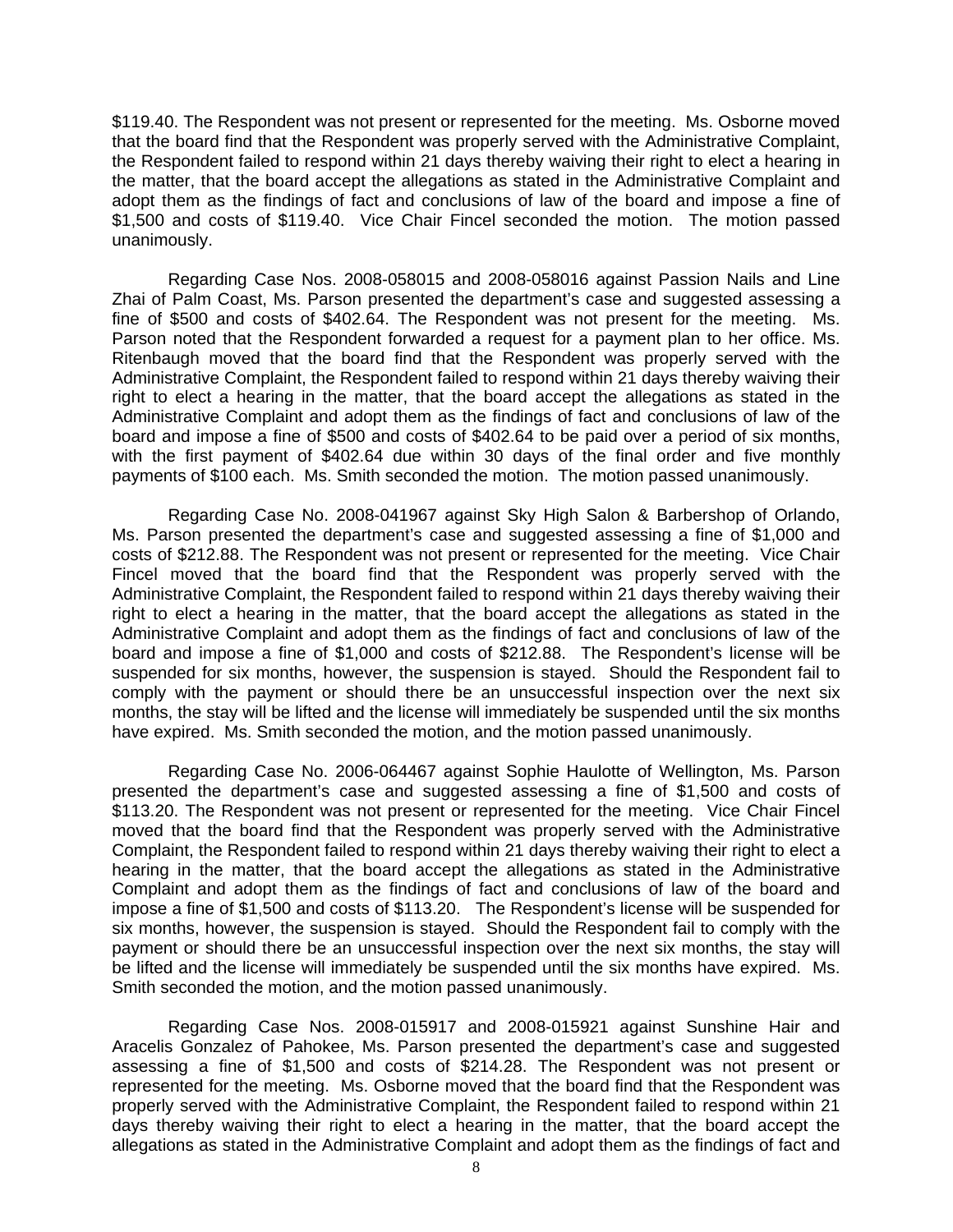$119.40. The Respondent was not present or represented for the meeting. Ms. Osborne moved that the board find that the Respondent was properly served with the Administrative Complaint, the Respondent failed to respond within 21 days thereby waiving their right to elect a hearing in the matter, that the board accept the allegations as stated in the Administrative Complaint and adopt them as the findings of fact and conclusions of law of the board and impose a fine of $1,500 and costs of $119.40. Vice Chair Fincel seconded the motion. The motion passed unanimously.

Regarding Case Nos. 2008-058015 and 2008-058016 against Passion Nails and Line Zhai of Palm Coast, Ms. Parson presented the department's case and suggested assessing a fine of $500 and costs of $402.64. The Respondent was not present for the meeting. Ms. Parson noted that the Respondent forwarded a request for a payment plan to her office. Ms. Ritenbaugh moved that the board find that the Respondent was properly served with the Administrative Complaint, the Respondent failed to respond within 21 days thereby waiving their right to elect a hearing in the matter, that the board accept the allegations as stated in the Administrative Complaint and adopt them as the findings of fact and conclusions of law of the board and impose a fine of $500 and costs of $402.64 to be paid over a period of six months, with the first payment of $402.64 due within 30 days of the final order and five monthly payments of $100 each. Ms. Smith seconded the motion. The motion passed unanimously.

Regarding Case No. 2008-041967 against Sky High Salon & Barbershop of Orlando, Ms. Parson presented the department's case and suggested assessing a fine of $1,000 and costs of $212.88. The Respondent was not present or represented for the meeting. Vice Chair Fincel moved that the board find that the Respondent was properly served with the Administrative Complaint, the Respondent failed to respond within 21 days thereby waiving their right to elect a hearing in the matter, that the board accept the allegations as stated in the Administrative Complaint and adopt them as the findings of fact and conclusions of law of the board and impose a fine of $1,000 and costs of $212.88. The Respondent's license will be suspended for six months, however, the suspension is stayed. Should the Respondent fail to comply with the payment or should there be an unsuccessful inspection over the next six months, the stay will be lifted and the license will immediately be suspended until the six months have expired. Ms. Smith seconded the motion, and the motion passed unanimously.

Regarding Case No. 2006-064467 against Sophie Haulotte of Wellington, Ms. Parson presented the department's case and suggested assessing a fine of $1,500 and costs of $113.20. The Respondent was not present or represented for the meeting. Vice Chair Fincel moved that the board find that the Respondent was properly served with the Administrative Complaint, the Respondent failed to respond within 21 days thereby waiving their right to elect a hearing in the matter, that the board accept the allegations as stated in the Administrative Complaint and adopt them as the findings of fact and conclusions of law of the board and impose a fine of $1,500 and costs of $113.20. The Respondent's license will be suspended for six months, however, the suspension is stayed. Should the Respondent fail to comply with the payment or should there be an unsuccessful inspection over the next six months, the stay will be lifted and the license will immediately be suspended until the six months have expired. Ms. Smith seconded the motion, and the motion passed unanimously.

Regarding Case Nos. 2008-015917 and 2008-015921 against Sunshine Hair and Aracelis Gonzalez of Pahokee, Ms. Parson presented the department's case and suggested assessing a fine of $1,500 and costs of $214.28. The Respondent was not present or represented for the meeting. Ms. Osborne moved that the board find that the Respondent was properly served with the Administrative Complaint, the Respondent failed to respond within 21 days thereby waiving their right to elect a hearing in the matter, that the board accept the allegations as stated in the Administrative Complaint and adopt them as the findings of fact and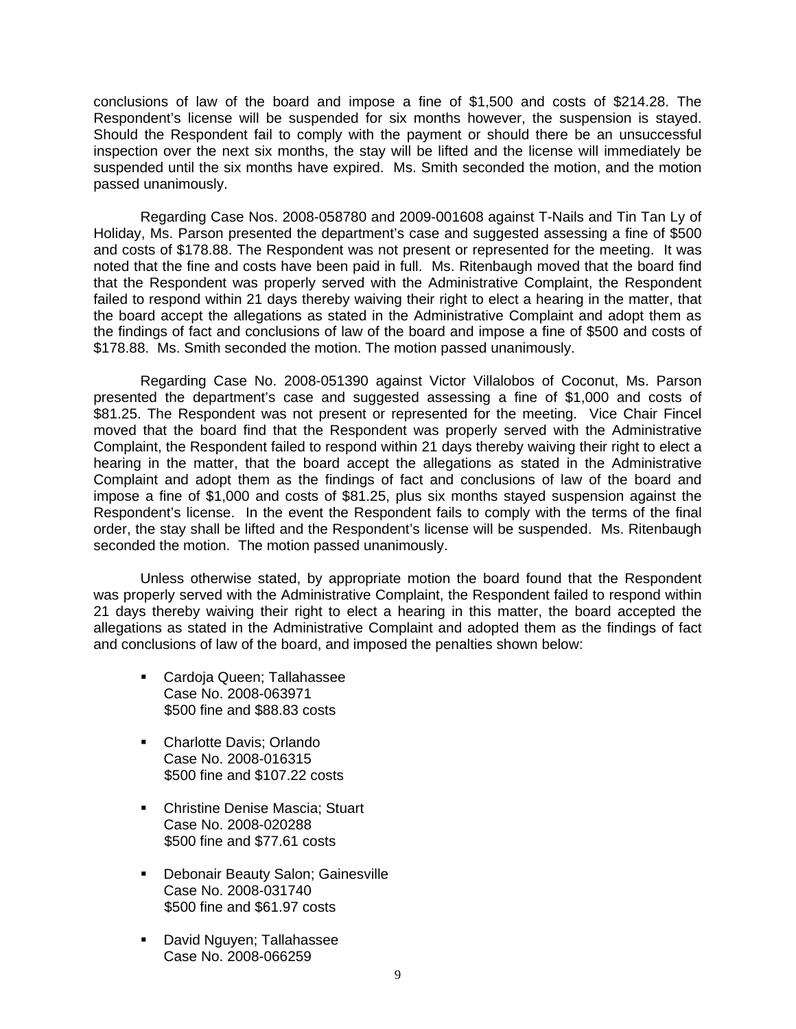conclusions of law of the board and impose a fine of $1,500 and costs of $214.28. The Respondent's license will be suspended for six months however, the suspension is stayed. Should the Respondent fail to comply with the payment or should there be an unsuccessful inspection over the next six months, the stay will be lifted and the license will immediately be suspended until the six months have expired. Ms. Smith seconded the motion, and the motion passed unanimously.

Regarding Case Nos. 2008-058780 and 2009-001608 against T-Nails and Tin Tan Ly of Holiday, Ms. Parson presented the department's case and suggested assessing a fine of $500 and costs of $178.88. The Respondent was not present or represented for the meeting. It was noted that the fine and costs have been paid in full. Ms. Ritenbaugh moved that the board find that the Respondent was properly served with the Administrative Complaint, the Respondent failed to respond within 21 days thereby waiving their right to elect a hearing in the matter, that the board accept the allegations as stated in the Administrative Complaint and adopt them as the findings of fact and conclusions of law of the board and impose a fine of $500 and costs of $178.88. Ms. Smith seconded the motion. The motion passed unanimously.

Regarding Case No. 2008-051390 against Victor Villalobos of Coconut, Ms. Parson presented the department's case and suggested assessing a fine of $1,000 and costs of $81.25. The Respondent was not present or represented for the meeting. Vice Chair Fincel moved that the board find that the Respondent was properly served with the Administrative Complaint, the Respondent failed to respond within 21 days thereby waiving their right to elect a hearing in the matter, that the board accept the allegations as stated in the Administrative Complaint and adopt them as the findings of fact and conclusions of law of the board and impose a fine of $1,000 and costs of $81.25, plus six months stayed suspension against the Respondent's license. In the event the Respondent fails to comply with the terms of the final order, the stay shall be lifted and the Respondent's license will be suspended. Ms. Ritenbaugh seconded the motion. The motion passed unanimously.

Unless otherwise stated, by appropriate motion the board found that the Respondent was properly served with the Administrative Complaint, the Respondent failed to respond within 21 days thereby waiving their right to elect a hearing in this matter, the board accepted the allegations as stated in the Administrative Complaint and adopted them as the findings of fact and conclusions of law of the board, and imposed the penalties shown below:

- Cardoja Queen; Tallahassee
  Case No. 2008-063971
  $500 fine and $88.83 costs

- Charlotte Davis; Orlando
  Case No. 2008-016315
  $500 fine and $107.22 costs

- Christine Denise Mascia; Stuart
  Case No. 2008-020288
  $500 fine and $77.61 costs

- Debonair Beauty Salon; Gainesville
  Case No. 2008-031740
  $500 fine and $61.97 costs

- David Nguyen; Tallahassee
  Case No. 2008-066259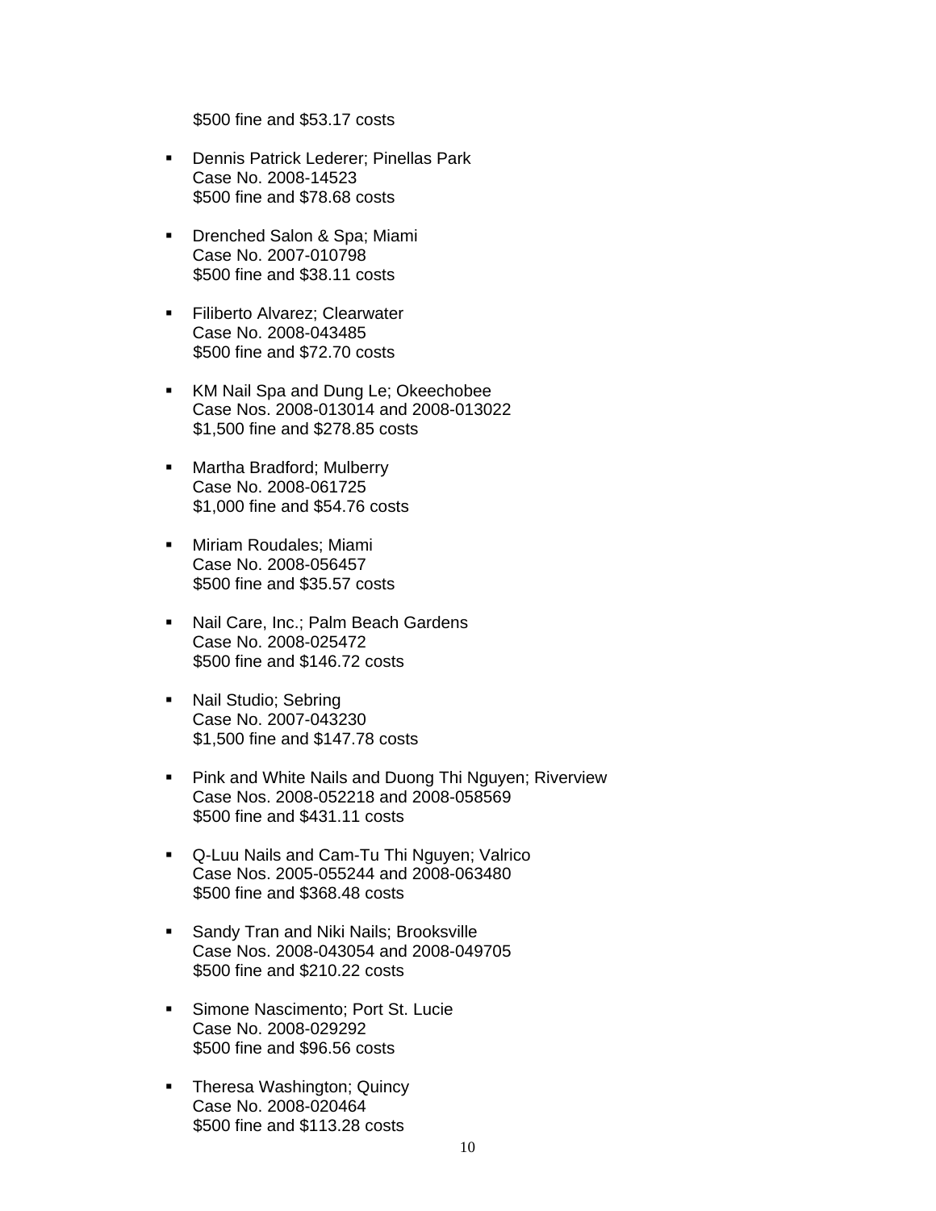$500 fine and $53.17 costs

- Dennis Patrick Lederer; Pinellas Park
  Case No. 2008-14523
  $500 fine and $78.68 costs

- Drenched Salon & Spa; Miami
  Case No. 2007-010798
  $500 fine and $38.11 costs

- Filiberto Alvarez; Clearwater
  Case No. 2008-043485
  $500 fine and $72.70 costs

- KM Nail Spa and Dung Le; Okeechobee
  Case Nos. 2008-013014 and 2008-013022
  $1,500 fine and $278.85 costs

- Martha Bradford; Mulberry
  Case No. 2008-061725
  $1,000 fine and $54.76 costs

- Miriam Roudales; Miami
  Case No. 2008-056457
  $500 fine and $35.57 costs

- Nail Care, Inc.; Palm Beach Gardens
  Case No. 2008-025472
  $500 fine and $146.72 costs

- Nail Studio; Sebring
  Case No. 2007-043230
  $1,500 fine and $147.78 costs

- Pink and White Nails and Duong Thi Nguyen; Riverview
  Case Nos. 2008-052218 and 2008-058569
  $500 fine and $431.11 costs

- Q-Luu Nails and Cam-Tu Thi Nguyen; Valrico
  Case Nos. 2005-055244 and 2008-063480
  $500 fine and $368.48 costs

- Sandy Tran and Niki Nails; Brooksville
  Case Nos. 2008-043054 and 2008-049705
  $500 fine and $210.22 costs

- Simone Nascimento; Port St. Lucie
  Case No. 2008-029292
  $500 fine and $96.56 costs

- Theresa Washington; Quincy
  Case No. 2008-020464
  $500 fine and $113.28 costs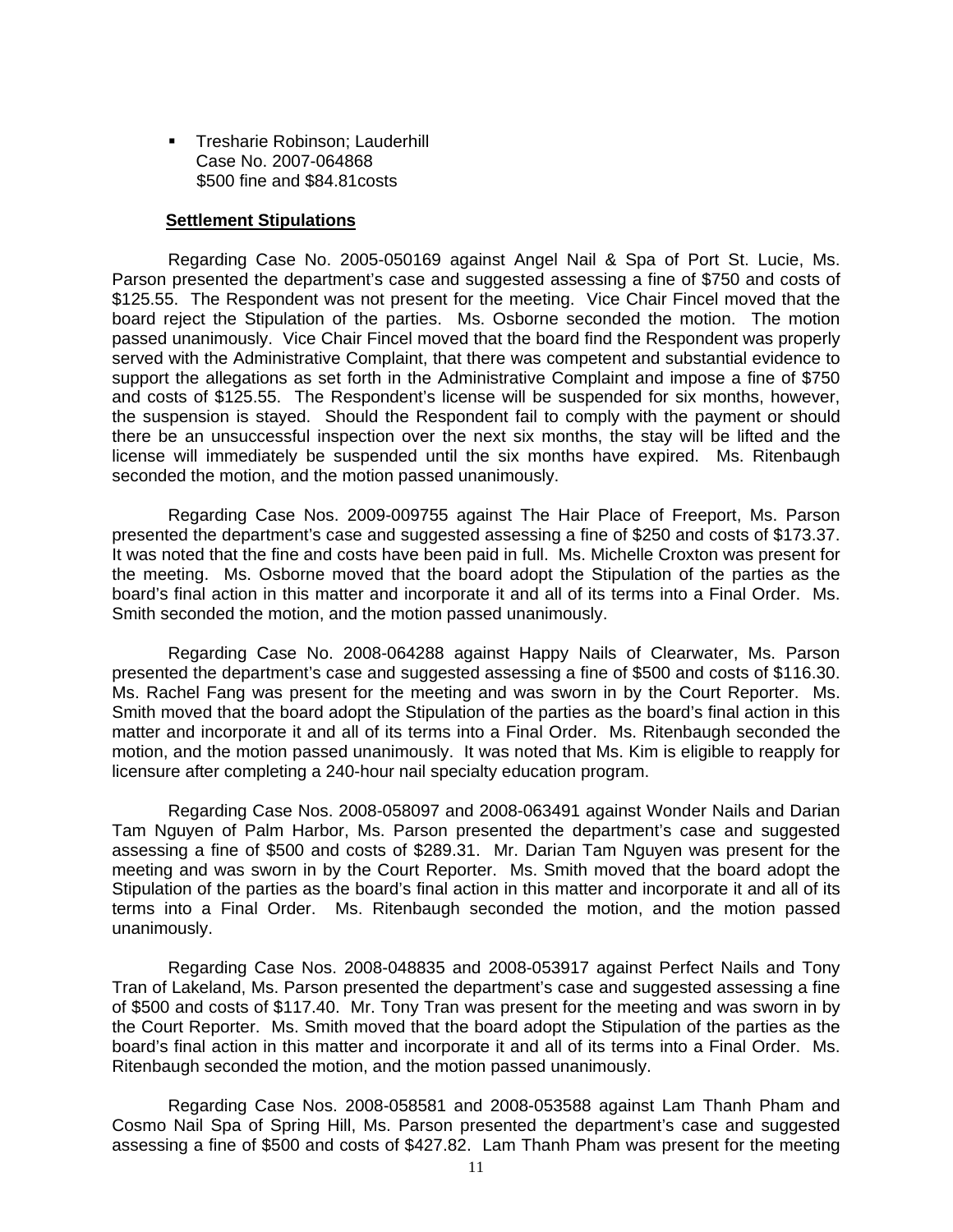- Tresharie Robinson; Lauderhill
  Case No. 2007-064868
  $500 fine and $84.81costs

**Settlement Stipulations**

Regarding Case No. 2005-050169 against Angel Nail & Spa of Port St. Lucie, Ms. Parson presented the department's case and suggested assessing a fine of $750 and costs of $125.55. The Respondent was not present for the meeting. Vice Chair Fincel moved that the board reject the Stipulation of the parties. Ms. Osborne seconded the motion. The motion passed unanimously. Vice Chair Fincel moved that the board find the Respondent was properly served with the Administrative Complaint, that there was competent and substantial evidence to support the allegations as set forth in the Administrative Complaint and impose a fine of $750 and costs of $125.55. The Respondent's license will be suspended for six months, however, the suspension is stayed. Should the Respondent fail to comply with the payment or should there be an unsuccessful inspection over the next six months, the stay will be lifted and the license will immediately be suspended until the six months have expired. Ms. Ritenbaugh seconded the motion, and the motion passed unanimously.

Regarding Case Nos. 2009-009755 against The Hair Place of Freeport, Ms. Parson presented the department's case and suggested assessing a fine of $250 and costs of $173.37. It was noted that the fine and costs have been paid in full. Ms. Michelle Croxton was present for the meeting. Ms. Osborne moved that the board adopt the Stipulation of the parties as the board's final action in this matter and incorporate it and all of its terms into a Final Order. Ms. Smith seconded the motion, and the motion passed unanimously.

Regarding Case No. 2008-064288 against Happy Nails of Clearwater, Ms. Parson presented the department's case and suggested assessing a fine of $500 and costs of $116.30. Ms. Rachel Fang was present for the meeting and was sworn in by the Court Reporter. Ms. Smith moved that the board adopt the Stipulation of the parties as the board's final action in this matter and incorporate it and all of its terms into a Final Order. Ms. Ritenbaugh seconded the motion, and the motion passed unanimously. It was noted that Ms. Kim is eligible to reapply for licensure after completing a 240-hour nail specialty education program.

Regarding Case Nos. 2008-058097 and 2008-063491 against Wonder Nails and Darian Tam Nguyen of Palm Harbor, Ms. Parson presented the department's case and suggested assessing a fine of $500 and costs of $289.31. Mr. Darian Tam Nguyen was present for the meeting and was sworn in by the Court Reporter. Ms. Smith moved that the board adopt the Stipulation of the parties as the board's final action in this matter and incorporate it and all of its terms into a Final Order. Ms. Ritenbaugh seconded the motion, and the motion passed unanimously.

Regarding Case Nos. 2008-048835 and 2008-053917 against Perfect Nails and Tony Tran of Lakeland, Ms. Parson presented the department's case and suggested assessing a fine of $500 and costs of $117.40. Mr. Tony Tran was present for the meeting and was sworn in by the Court Reporter. Ms. Smith moved that the board adopt the Stipulation of the parties as the board's final action in this matter and incorporate it and all of its terms into a Final Order. Ms. Ritenbaugh seconded the motion, and the motion passed unanimously.

Regarding Case Nos. 2008-058581 and 2008-053588 against Lam Thanh Pham and Cosmo Nail Spa of Spring Hill, Ms. Parson presented the department's case and suggested assessing a fine of $500 and costs of $427.82. Lam Thanh Pham was present for the meeting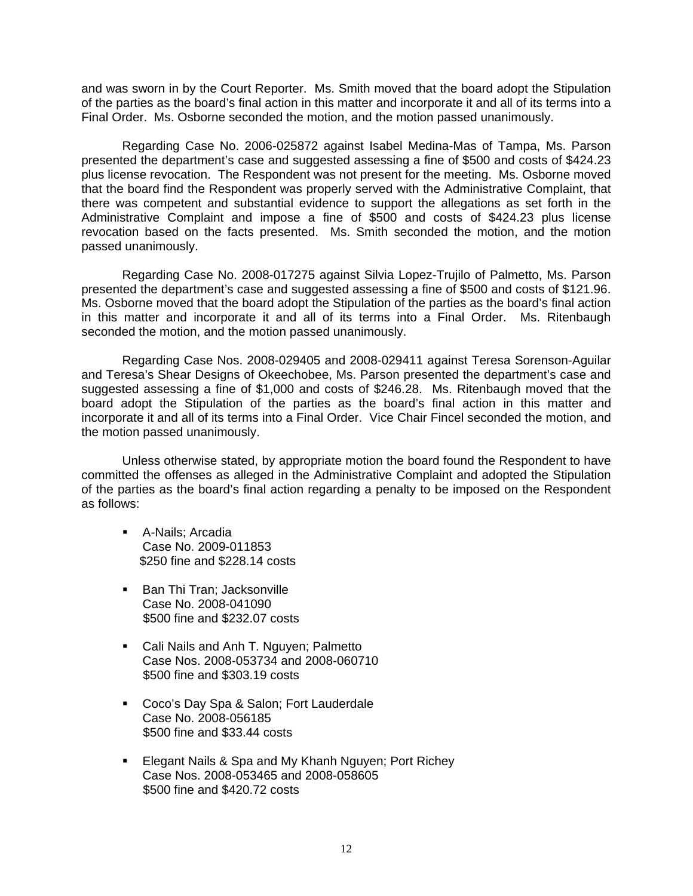and was sworn in by the Court Reporter. Ms. Smith moved that the board adopt the Stipulation of the parties as the board's final action in this matter and incorporate it and all of its terms into a Final Order. Ms. Osborne seconded the motion, and the motion passed unanimously.

Regarding Case No. 2006-025872 against Isabel Medina-Mas of Tampa, Ms. Parson presented the department's case and suggested assessing a fine of $500 and costs of $424.23 plus license revocation. The Respondent was not present for the meeting. Ms. Osborne moved that the board find the Respondent was properly served with the Administrative Complaint, that there was competent and substantial evidence to support the allegations as set forth in the Administrative Complaint and impose a fine of $500 and costs of $424.23 plus license revocation based on the facts presented. Ms. Smith seconded the motion, and the motion passed unanimously.

Regarding Case No. 2008-017275 against Silvia Lopez-Trujilo of Palmetto, Ms. Parson presented the department's case and suggested assessing a fine of $500 and costs of $121.96. Ms. Osborne moved that the board adopt the Stipulation of the parties as the board's final action in this matter and incorporate it and all of its terms into a Final Order. Ms. Ritenbaugh seconded the motion, and the motion passed unanimously.

Regarding Case Nos. 2008-029405 and 2008-029411 against Teresa Sorenson-Aguilar and Teresa's Shear Designs of Okeechobee, Ms. Parson presented the department's case and suggested assessing a fine of $1,000 and costs of $246.28. Ms. Ritenbaugh moved that the board adopt the Stipulation of the parties as the board's final action in this matter and incorporate it and all of its terms into a Final Order. Vice Chair Fincel seconded the motion, and the motion passed unanimously.

Unless otherwise stated, by appropriate motion the board found the Respondent to have committed the offenses as alleged in the Administrative Complaint and adopted the Stipulation of the parties as the board's final action regarding a penalty to be imposed on the Respondent as follows:

- A-Nails; Arcadia
  Case No. 2009-011853
  $250 fine and $228.14 costs

- Ban Thi Tran; Jacksonville
  Case No. 2008-041090
  $500 fine and $232.07 costs

- Cali Nails and Anh T. Nguyen; Palmetto
  Case Nos. 2008-053734 and 2008-060710
  $500 fine and $303.19 costs

- Coco's Day Spa & Salon; Fort Lauderdale
  Case No. 2008-056185
  $500 fine and $33.44 costs

- Elegant Nails & Spa and My Khanh Nguyen; Port Richey
  Case Nos. 2008-053465 and 2008-058605
  $500 fine and $420.72 costs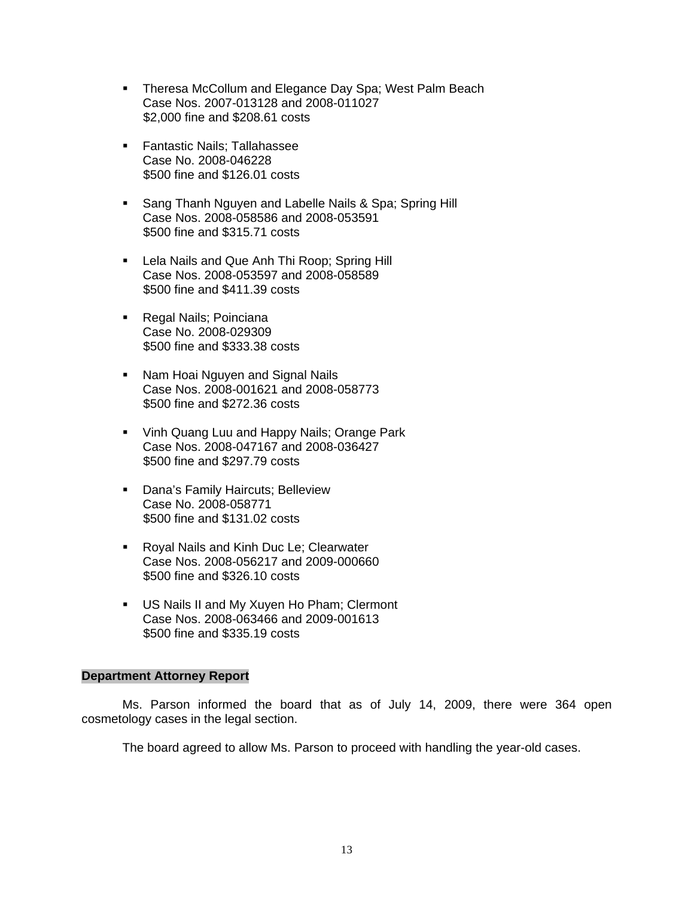- Theresa McCollum and Elegance Day Spa; West Palm Beach
  Case Nos. 2007-013128 and 2008-011027
  $2,000 fine and $208.61 costs

- Fantastic Nails; Tallahassee
  Case No. 2008-046228
  $500 fine and $126.01 costs

- Sang Thanh Nguyen and Labelle Nails & Spa; Spring Hill
  Case Nos. 2008-058586 and 2008-053591
  $500 fine and $315.71 costs

- Lela Nails and Que Anh Thi Roop; Spring Hill
  Case Nos. 2008-053597 and 2008-058589
  $500 fine and $411.39 costs

- Regal Nails; Poinciana
  Case No. 2008-029309
  $500 fine and $333.38 costs

- Nam Hoai Nguyen and Signal Nails
  Case Nos. 2008-001621 and 2008-058773
  $500 fine and $272.36 costs

- Vinh Quang Luu and Happy Nails; Orange Park
  Case Nos. 2008-047167 and 2008-036427
  $500 fine and $297.79 costs

- Dana's Family Haircuts; Belleview
  Case No. 2008-058771
  $500 fine and $131.02 costs

- Royal Nails and Kinh Duc Le; Clearwater
  Case Nos. 2008-056217 and 2009-000660
  $500 fine and $326.10 costs

- US Nails II and My Xuyen Ho Pham; Clermont
  Case Nos. 2008-063466 and 2009-001613
  $500 fine and $335.19 costs

**Department Attorney Report**

Ms. Parson informed the board that as of July 14, 2009, there were 364 open cosmetology cases in the legal section.

The board agreed to allow Ms. Parson to proceed with handling the year-old cases.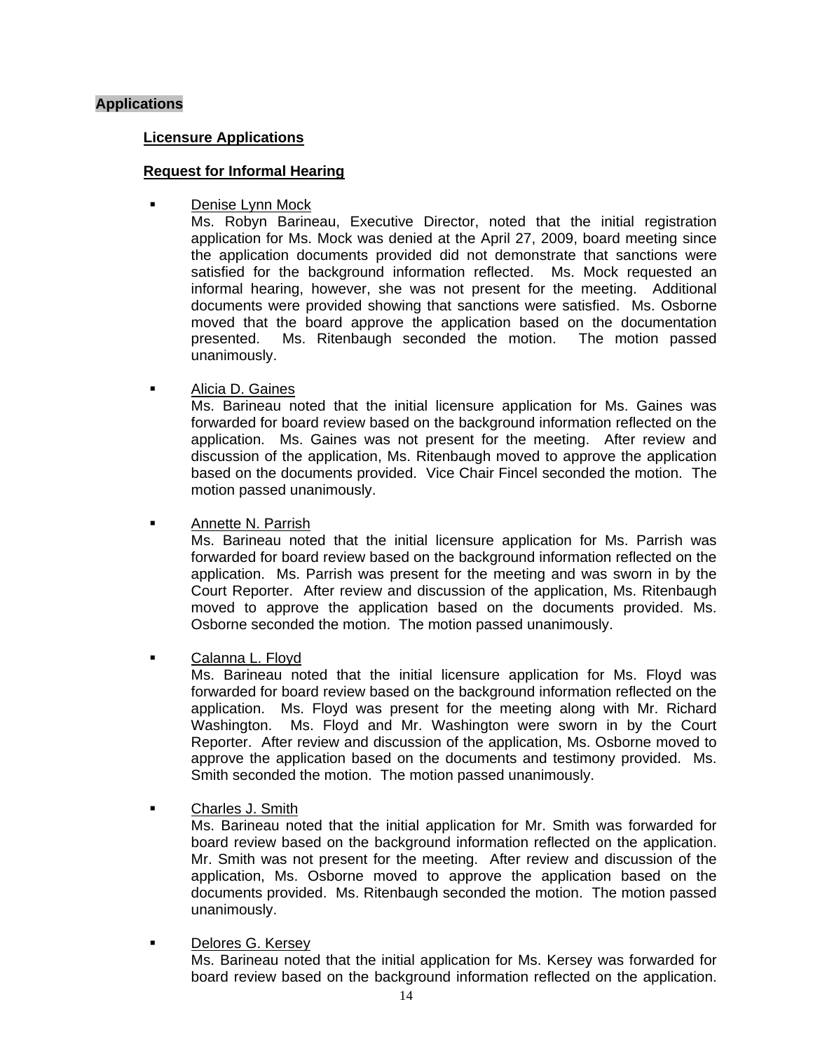**Applications**

**Licensure Applications**

**Request for Informal Hearing**

- Denise Lynn Mock
  Ms. Robyn Barineau, Executive Director, noted that the initial registration application for Ms. Mock was denied at the April 27, 2009, board meeting since the application documents provided did not demonstrate that sanctions were satisfied for the background information reflected. Ms. Mock requested an informal hearing, however, she was not present for the meeting. Additional documents were provided showing that sanctions were satisfied. Ms. Osborne moved that the board approve the application based on the documentation presented. Ms. Ritenbaugh seconded the motion. The motion passed unanimously.

- Alicia D. Gaines
  Ms. Barineau noted that the initial licensure application for Ms. Gaines was forwarded for board review based on the background information reflected on the application. Ms. Gaines was not present for the meeting. After review and discussion of the application, Ms. Ritenbaugh moved to approve the application based on the documents provided. Vice Chair Fincel seconded the motion. The motion passed unanimously.

- Annette N. Parrish
  Ms. Barineau noted that the initial licensure application for Ms. Parrish was forwarded for board review based on the background information reflected on the application. Ms. Parrish was present for the meeting and was sworn in by the Court Reporter. After review and discussion of the application, Ms. Ritenbaugh moved to approve the application based on the documents provided. Ms. Osborne seconded the motion. The motion passed unanimously.

- Calanna L. Floyd
  Ms. Barineau noted that the initial licensure application for Ms. Floyd was forwarded for board review based on the background information reflected on the application. Ms. Floyd was present for the meeting along with Mr. Richard Washington. Ms. Floyd and Mr. Washington were sworn in by the Court Reporter. After review and discussion of the application, Ms. Osborne moved to approve the application based on the documents and testimony provided. Ms. Smith seconded the motion. The motion passed unanimously.

- Charles J. Smith
  Ms. Barineau noted that the initial application for Mr. Smith was forwarded for board review based on the background information reflected on the application. Mr. Smith was not present for the meeting. After review and discussion of the application, Ms. Osborne moved to approve the application based on the documents provided. Ms. Ritenbaugh seconded the motion. The motion passed unanimously.

- Delores G. Kersey
  Ms. Barineau noted that the initial application for Ms. Kersey was forwarded for board review based on the background information reflected on the application.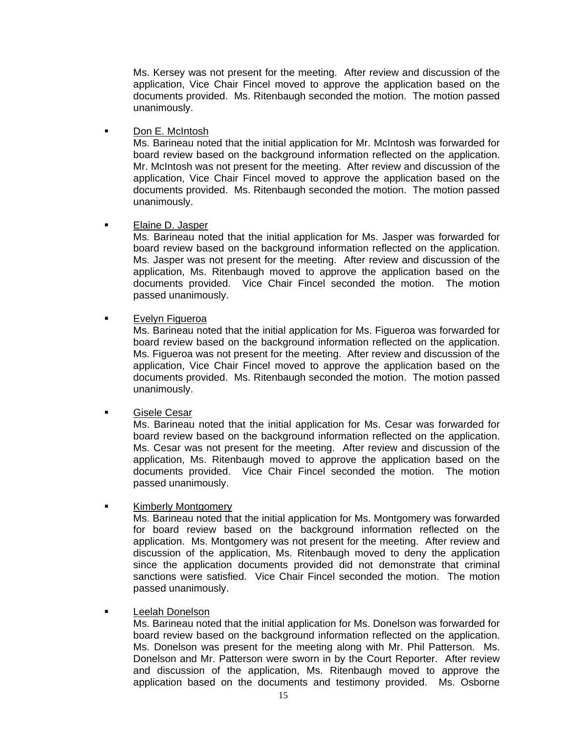Ms. Kersey was not present for the meeting. After review and discussion of the application, Vice Chair Fincel moved to approve the application based on the documents provided. Ms. Ritenbaugh seconded the motion. The motion passed unanimously.

- Don E. McIntosh

  Ms. Barineau noted that the initial application for Mr. McIntosh was forwarded for board review based on the background information reflected on the application. Mr. McIntosh was not present for the meeting. After review and discussion of the application, Vice Chair Fincel moved to approve the application based on the documents provided. Ms. Ritenbaugh seconded the motion. The motion passed unanimously.

- Elaine D. Jasper

  Ms. Barineau noted that the initial application for Ms. Jasper was forwarded for board review based on the background information reflected on the application. Ms. Jasper was not present for the meeting. After review and discussion of the application, Ms. Ritenbaugh moved to approve the application based on the documents provided. Vice Chair Fincel seconded the motion. The motion passed unanimously.

- Evelyn Figueroa

  Ms. Barineau noted that the initial application for Ms. Figueroa was forwarded for board review based on the background information reflected on the application. Ms. Figueroa was not present for the meeting. After review and discussion of the application, Vice Chair Fincel moved to approve the application based on the documents provided. Ms. Ritenbaugh seconded the motion. The motion passed unanimously.

- Gisele Cesar

  Ms. Barineau noted that the initial application for Ms. Cesar was forwarded for board review based on the background information reflected on the application. Ms. Cesar was not present for the meeting. After review and discussion of the application, Ms. Ritenbaugh moved to approve the application based on the documents provided. Vice Chair Fincel seconded the motion. The motion passed unanimously.

- Kimberly Montgomery

  Ms. Barineau noted that the initial application for Ms. Montgomery was forwarded for board review based on the background information reflected on the application. Ms. Montgomery was not present for the meeting. After review and discussion of the application, Ms. Ritenbaugh moved to deny the application since the application documents provided did not demonstrate that criminal sanctions were satisfied. Vice Chair Fincel seconded the motion. The motion passed unanimously.

- Leelah Donelson

  Ms. Barineau noted that the initial application for Ms. Donelson was forwarded for board review based on the background information reflected on the application. Ms. Donelson was present for the meeting along with Mr. Phil Patterson. Ms. Donelson and Mr. Patterson were sworn in by the Court Reporter. After review and discussion of the application, Ms. Ritenbaugh moved to approve the application based on the documents and testimony provided. Ms. Osborne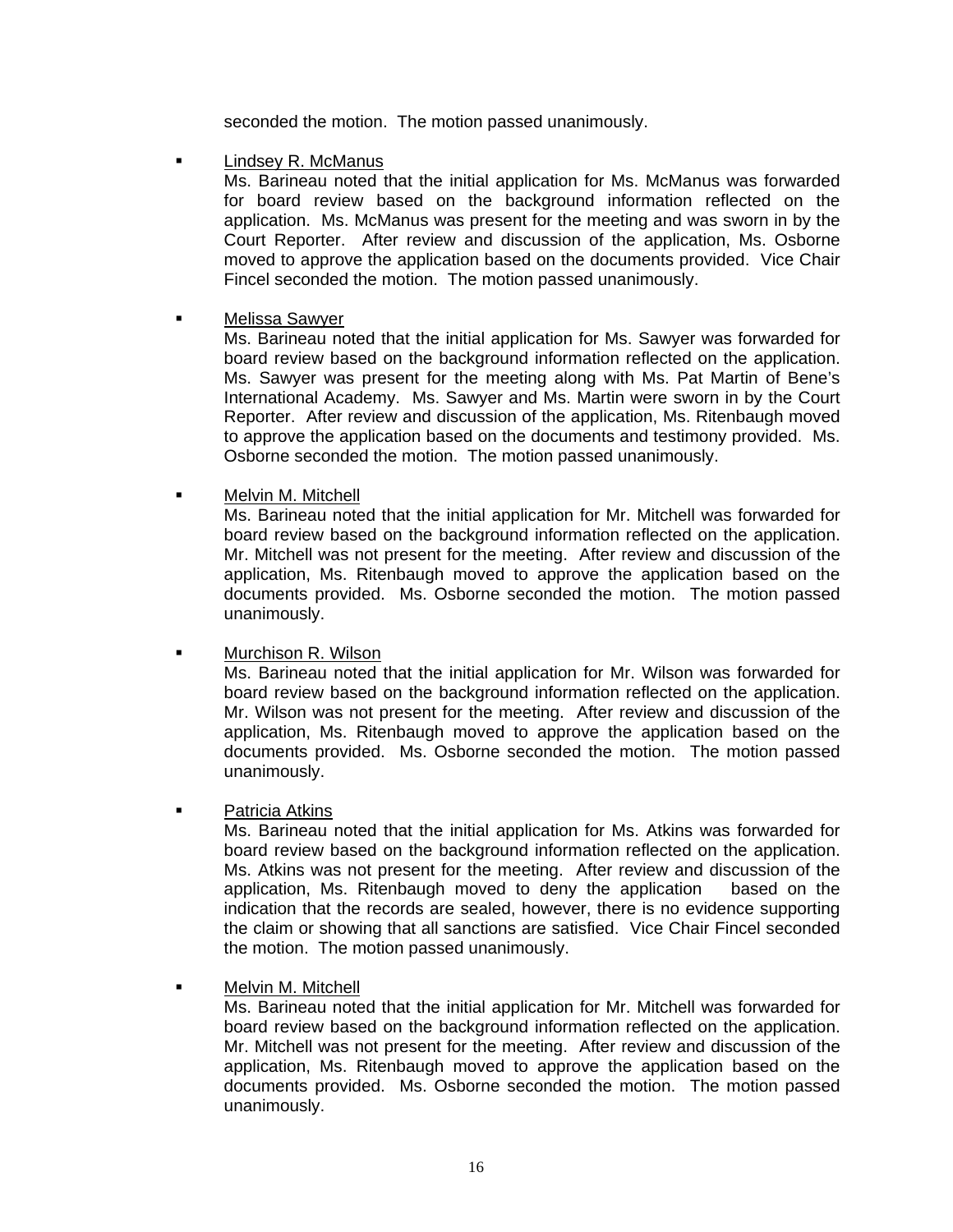seconded the motion. The motion passed unanimously.

- <u>Lindsey R. McManus</u>
  Ms. Barineau noted that the initial application for Ms. McManus was forwarded for board review based on the background information reflected on the application. Ms. McManus was present for the meeting and was sworn in by the Court Reporter. After review and discussion of the application, Ms. Osborne moved to approve the application based on the documents provided. Vice Chair Fincel seconded the motion. The motion passed unanimously.

- <u>Melissa Sawyer</u>
  Ms. Barineau noted that the initial application for Ms. Sawyer was forwarded for board review based on the background information reflected on the application. Ms. Sawyer was present for the meeting along with Ms. Pat Martin of Bene's International Academy. Ms. Sawyer and Ms. Martin were sworn in by the Court Reporter. After review and discussion of the application, Ms. Ritenbaugh moved to approve the application based on the documents and testimony provided. Ms. Osborne seconded the motion. The motion passed unanimously.

- <u>Melvin M. Mitchell</u>
  Ms. Barineau noted that the initial application for Mr. Mitchell was forwarded for board review based on the background information reflected on the application. Mr. Mitchell was not present for the meeting. After review and discussion of the application, Ms. Ritenbaugh moved to approve the application based on the documents provided. Ms. Osborne seconded the motion. The motion passed unanimously.

- <u>Murchison R. Wilson</u>
  Ms. Barineau noted that the initial application for Mr. Wilson was forwarded for board review based on the background information reflected on the application. Mr. Wilson was not present for the meeting. After review and discussion of the application, Ms. Ritenbaugh moved to approve the application based on the documents provided. Ms. Osborne seconded the motion. The motion passed unanimously.

- <u>Patricia Atkins</u>
  Ms. Barineau noted that the initial application for Ms. Atkins was forwarded for board review based on the background information reflected on the application. Ms. Atkins was not present for the meeting. After review and discussion of the application, Ms. Ritenbaugh moved to deny the application based on the indication that the records are sealed, however, there is no evidence supporting the claim or showing that all sanctions are satisfied. Vice Chair Fincel seconded the motion. The motion passed unanimously.

- <u>Melvin M. Mitchell</u>
  Ms. Barineau noted that the initial application for Mr. Mitchell was forwarded for board review based on the background information reflected on the application. Mr. Mitchell was not present for the meeting. After review and discussion of the application, Ms. Ritenbaugh moved to approve the application based on the documents provided. Ms. Osborne seconded the motion. The motion passed unanimously.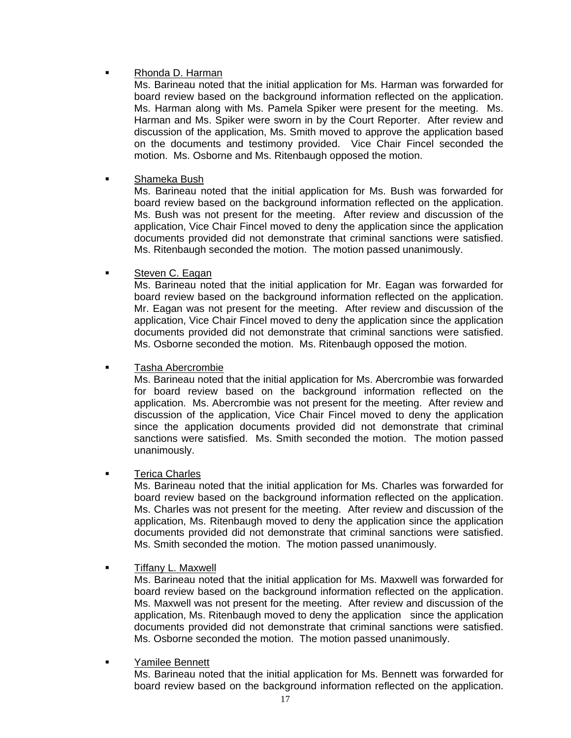- <u>Rhonda D. Harman</u>
  Ms. Barineau noted that the initial application for Ms. Harman was forwarded for board review based on the background information reflected on the application. Ms. Harman along with Ms. Pamela Spiker were present for the meeting. Ms. Harman and Ms. Spiker were sworn in by the Court Reporter. After review and discussion of the application, Ms. Smith moved to approve the application based on the documents and testimony provided. Vice Chair Fincel seconded the motion. Ms. Osborne and Ms. Ritenbaugh opposed the motion.

- <u>Shameka Bush</u>
  Ms. Barineau noted that the initial application for Ms. Bush was forwarded for board review based on the background information reflected on the application. Ms. Bush was not present for the meeting. After review and discussion of the application, Vice Chair Fincel moved to deny the application since the application documents provided did not demonstrate that criminal sanctions were satisfied. Ms. Ritenbaugh seconded the motion. The motion passed unanimously.

- <u>Steven C. Eagan</u>
  Ms. Barineau noted that the initial application for Mr. Eagan was forwarded for board review based on the background information reflected on the application. Mr. Eagan was not present for the meeting. After review and discussion of the application, Vice Chair Fincel moved to deny the application since the application documents provided did not demonstrate that criminal sanctions were satisfied. Ms. Osborne seconded the motion. Ms. Ritenbaugh opposed the motion.

- <u>Tasha Abercrombie</u>
  Ms. Barineau noted that the initial application for Ms. Abercrombie was forwarded for board review based on the background information reflected on the application. Ms. Abercrombie was not present for the meeting. After review and discussion of the application, Vice Chair Fincel moved to deny the application since the application documents provided did not demonstrate that criminal sanctions were satisfied. Ms. Smith seconded the motion. The motion passed unanimously.

- <u>Terica Charles</u>
  Ms. Barineau noted that the initial application for Ms. Charles was forwarded for board review based on the background information reflected on the application. Ms. Charles was not present for the meeting. After review and discussion of the application, Ms. Ritenbaugh moved to deny the application since the application documents provided did not demonstrate that criminal sanctions were satisfied. Ms. Smith seconded the motion. The motion passed unanimously.

- <u>Tiffany L. Maxwell</u>
  Ms. Barineau noted that the initial application for Ms. Maxwell was forwarded for board review based on the background information reflected on the application. Ms. Maxwell was not present for the meeting. After review and discussion of the application, Ms. Ritenbaugh moved to deny the application since the application documents provided did not demonstrate that criminal sanctions were satisfied. Ms. Osborne seconded the motion. The motion passed unanimously.

- <u>Yamilee Bennett</u>
  Ms. Barineau noted that the initial application for Ms. Bennett was forwarded for board review based on the background information reflected on the application.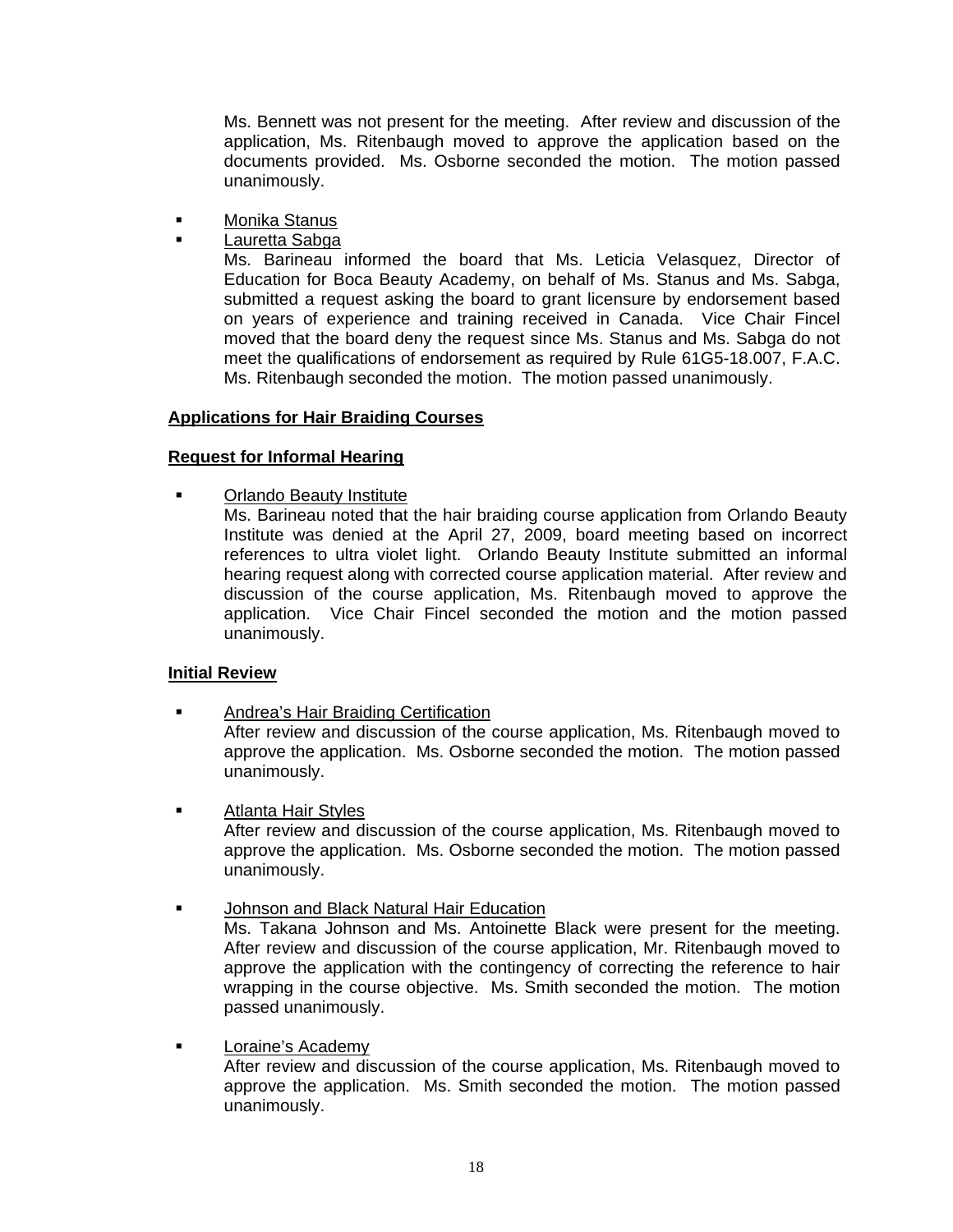Ms. Bennett was not present for the meeting. After review and discussion of the application, Ms. Ritenbaugh moved to approve the application based on the documents provided. Ms. Osborne seconded the motion. The motion passed unanimously.

- Monika Stanus
- Lauretta Sabga

  Ms. Barineau informed the board that Ms. Leticia Velasquez, Director of Education for Boca Beauty Academy, on behalf of Ms. Stanus and Ms. Sabga, submitted a request asking the board to grant licensure by endorsement based on years of experience and training received in Canada. Vice Chair Fincel moved that the board deny the request since Ms. Stanus and Ms. Sabga do not meet the qualifications of endorsement as required by Rule 61G5-18.007, F.A.C. Ms. Ritenbaugh seconded the motion. The motion passed unanimously.

**Applications for Hair Braiding Courses**

**Request for Informal Hearing**

- Orlando Beauty Institute

  Ms. Barineau noted that the hair braiding course application from Orlando Beauty Institute was denied at the April 27, 2009, board meeting based on incorrect references to ultra violet light. Orlando Beauty Institute submitted an informal hearing request along with corrected course application material. After review and discussion of the course application, Ms. Ritenbaugh moved to approve the application. Vice Chair Fincel seconded the motion and the motion passed unanimously.

**Initial Review**

- Andrea's Hair Braiding Certification

  After review and discussion of the course application, Ms. Ritenbaugh moved to approve the application. Ms. Osborne seconded the motion. The motion passed unanimously.

- Atlanta Hair Styles

  After review and discussion of the course application, Ms. Ritenbaugh moved to approve the application. Ms. Osborne seconded the motion. The motion passed unanimously.

- Johnson and Black Natural Hair Education

  Ms. Takana Johnson and Ms. Antoinette Black were present for the meeting. After review and discussion of the course application, Mr. Ritenbaugh moved to approve the application with the contingency of correcting the reference to hair wrapping in the course objective. Ms. Smith seconded the motion. The motion passed unanimously.

- Loraine's Academy

  After review and discussion of the course application, Ms. Ritenbaugh moved to approve the application. Ms. Smith seconded the motion. The motion passed unanimously.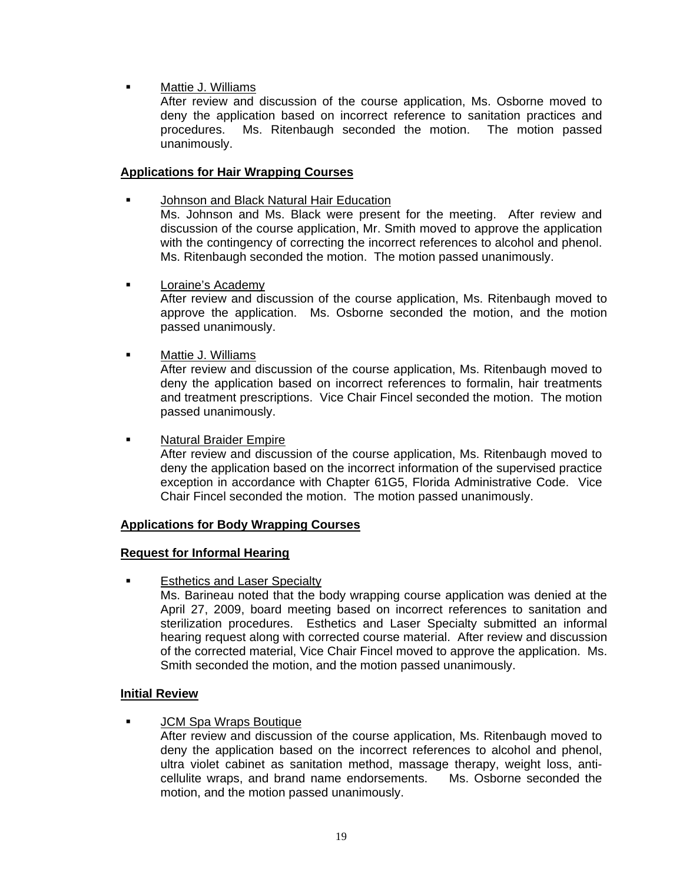- Mattie J. Williams
  After review and discussion of the course application, Ms. Osborne moved to deny the application based on incorrect reference to sanitation practices and procedures. Ms. Ritenbaugh seconded the motion. The motion passed unanimously.

**Applications for Hair Wrapping Courses**

- Johnson and Black Natural Hair Education
  Ms. Johnson and Ms. Black were present for the meeting. After review and discussion of the course application, Mr. Smith moved to approve the application with the contingency of correcting the incorrect references to alcohol and phenol. Ms. Ritenbaugh seconded the motion. The motion passed unanimously.

- Loraine's Academy
  After review and discussion of the course application, Ms. Ritenbaugh moved to approve the application. Ms. Osborne seconded the motion, and the motion passed unanimously.

- Mattie J. Williams
  After review and discussion of the course application, Ms. Ritenbaugh moved to deny the application based on incorrect references to formalin, hair treatments and treatment prescriptions. Vice Chair Fincel seconded the motion. The motion passed unanimously.

- Natural Braider Empire
  After review and discussion of the course application, Ms. Ritenbaugh moved to deny the application based on the incorrect information of the supervised practice exception in accordance with Chapter 61G5, Florida Administrative Code. Vice Chair Fincel seconded the motion. The motion passed unanimously.

**Applications for Body Wrapping Courses**

**Request for Informal Hearing**

- Esthetics and Laser Specialty
  Ms. Barineau noted that the body wrapping course application was denied at the April 27, 2009, board meeting based on incorrect references to sanitation and sterilization procedures. Esthetics and Laser Specialty submitted an informal hearing request along with corrected course material. After review and discussion of the corrected material, Vice Chair Fincel moved to approve the application. Ms. Smith seconded the motion, and the motion passed unanimously.

**Initial Review**

- JCM Spa Wraps Boutique
  After review and discussion of the course application, Ms. Ritenbaugh moved to deny the application based on the incorrect references to alcohol and phenol, ultra violet cabinet as sanitation method, massage therapy, weight loss, anti-cellulite wraps, and brand name endorsements. Ms. Osborne seconded the motion, and the motion passed unanimously.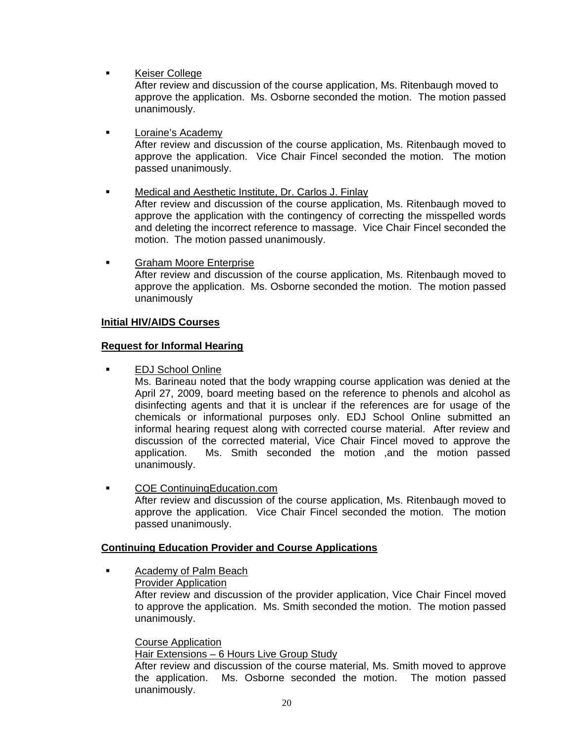- Keiser College
  After review and discussion of the course application, Ms. Ritenbaugh moved to approve the application. Ms. Osborne seconded the motion. The motion passed unanimously.

- Loraine's Academy
  After review and discussion of the course application, Ms. Ritenbaugh moved to approve the application. Vice Chair Fincel seconded the motion. The motion passed unanimously.

- Medical and Aesthetic Institute, Dr. Carlos J. Finlay
  After review and discussion of the course application, Ms. Ritenbaugh moved to approve the application with the contingency of correcting the misspelled words and deleting the incorrect reference to massage. Vice Chair Fincel seconded the motion. The motion passed unanimously.

- Graham Moore Enterprise
  After review and discussion of the course application, Ms. Ritenbaugh moved to approve the application. Ms. Osborne seconded the motion. The motion passed unanimously

**Initial HIV/AIDS Courses**

**Request for Informal Hearing**

- EDJ School Online
  Ms. Barineau noted that the body wrapping course application was denied at the April 27, 2009, board meeting based on the reference to phenols and alcohol as disinfecting agents and that it is unclear if the references are for usage of the chemicals or informational purposes only. EDJ School Online submitted an informal hearing request along with corrected course material. After review and discussion of the corrected material, Vice Chair Fincel moved to approve the application. Ms. Smith seconded the motion ,and the motion passed unanimously.

- COE ContinuingEducation.com
  After review and discussion of the course application, Ms. Ritenbaugh moved to approve the application. Vice Chair Fincel seconded the motion. The motion passed unanimously.

**Continuing Education Provider and Course Applications**

- Academy of Palm Beach
  Provider Application
  After review and discussion of the provider application, Vice Chair Fincel moved to approve the application. Ms. Smith seconded the motion. The motion passed unanimously.

  Course Application
  Hair Extensions – 6 Hours Live Group Study
  After review and discussion of the course material, Ms. Smith moved to approve the application. Ms. Osborne seconded the motion. The motion passed unanimously.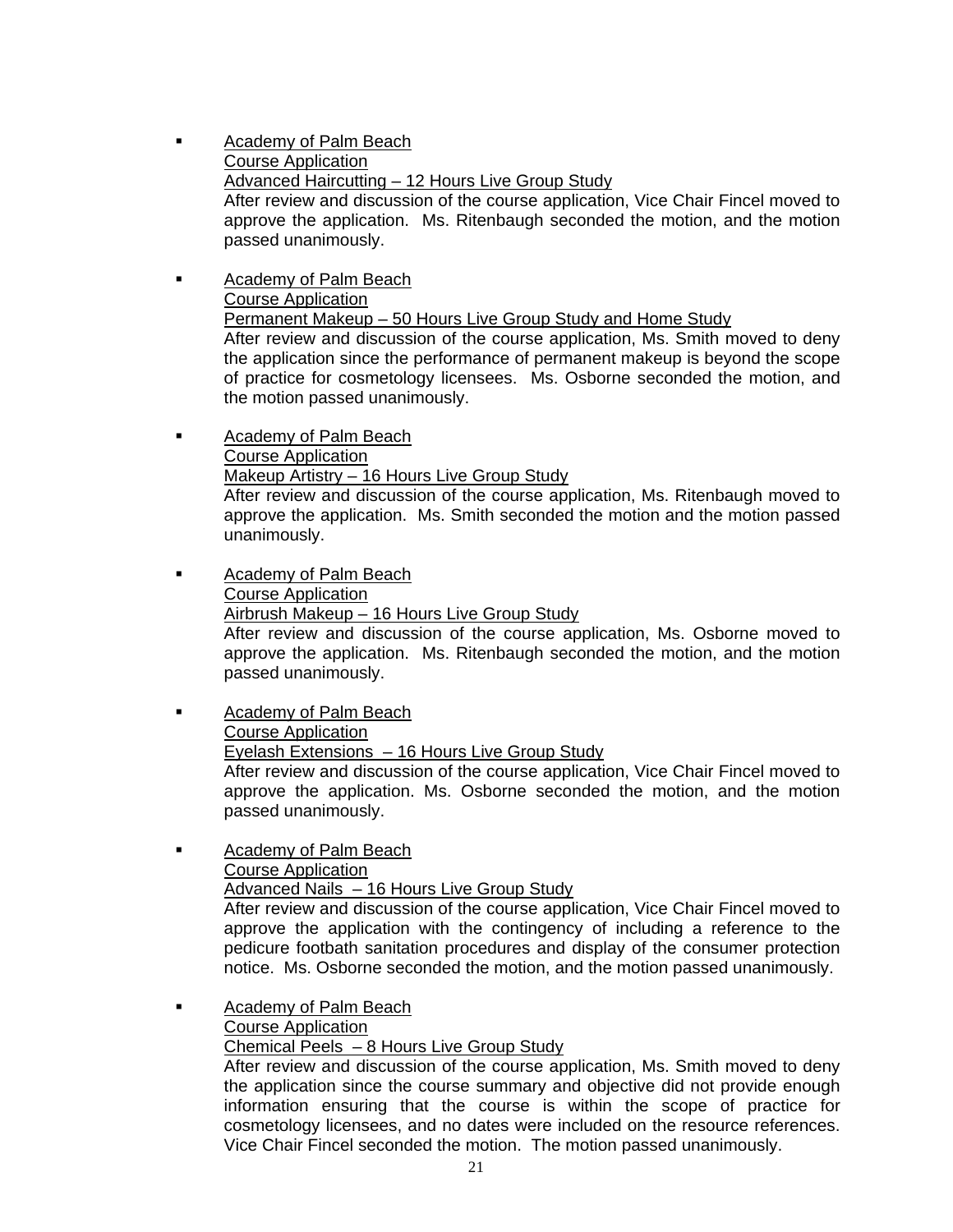- Academy of Palm Beach
  Course Application
  Advanced Haircutting – 12 Hours Live Group Study
  After review and discussion of the course application, Vice Chair Fincel moved to approve the application. Ms. Ritenbaugh seconded the motion, and the motion passed unanimously.

- Academy of Palm Beach
  Course Application
  Permanent Makeup – 50 Hours Live Group Study and Home Study
  After review and discussion of the course application, Ms. Smith moved to deny the application since the performance of permanent makeup is beyond the scope of practice for cosmetology licensees. Ms. Osborne seconded the motion, and the motion passed unanimously.

- Academy of Palm Beach
  Course Application
  Makeup Artistry – 16 Hours Live Group Study
  After review and discussion of the course application, Ms. Ritenbaugh moved to approve the application. Ms. Smith seconded the motion and the motion passed unanimously.

- Academy of Palm Beach
  Course Application
  Airbrush Makeup – 16 Hours Live Group Study
  After review and discussion of the course application, Ms. Osborne moved to approve the application. Ms. Ritenbaugh seconded the motion, and the motion passed unanimously.

- Academy of Palm Beach
  Course Application
  Eyelash Extensions – 16 Hours Live Group Study
  After review and discussion of the course application, Vice Chair Fincel moved to approve the application. Ms. Osborne seconded the motion, and the motion passed unanimously.

- Academy of Palm Beach
  Course Application
  Advanced Nails – 16 Hours Live Group Study
  After review and discussion of the course application, Vice Chair Fincel moved to approve the application with the contingency of including a reference to the pedicure footbath sanitation procedures and display of the consumer protection notice. Ms. Osborne seconded the motion, and the motion passed unanimously.

- Academy of Palm Beach
  Course Application
  Chemical Peels – 8 Hours Live Group Study
  After review and discussion of the course application, Ms. Smith moved to deny the application since the course summary and objective did not provide enough information ensuring that the course is within the scope of practice for cosmetology licensees, and no dates were included on the resource references. Vice Chair Fincel seconded the motion. The motion passed unanimously.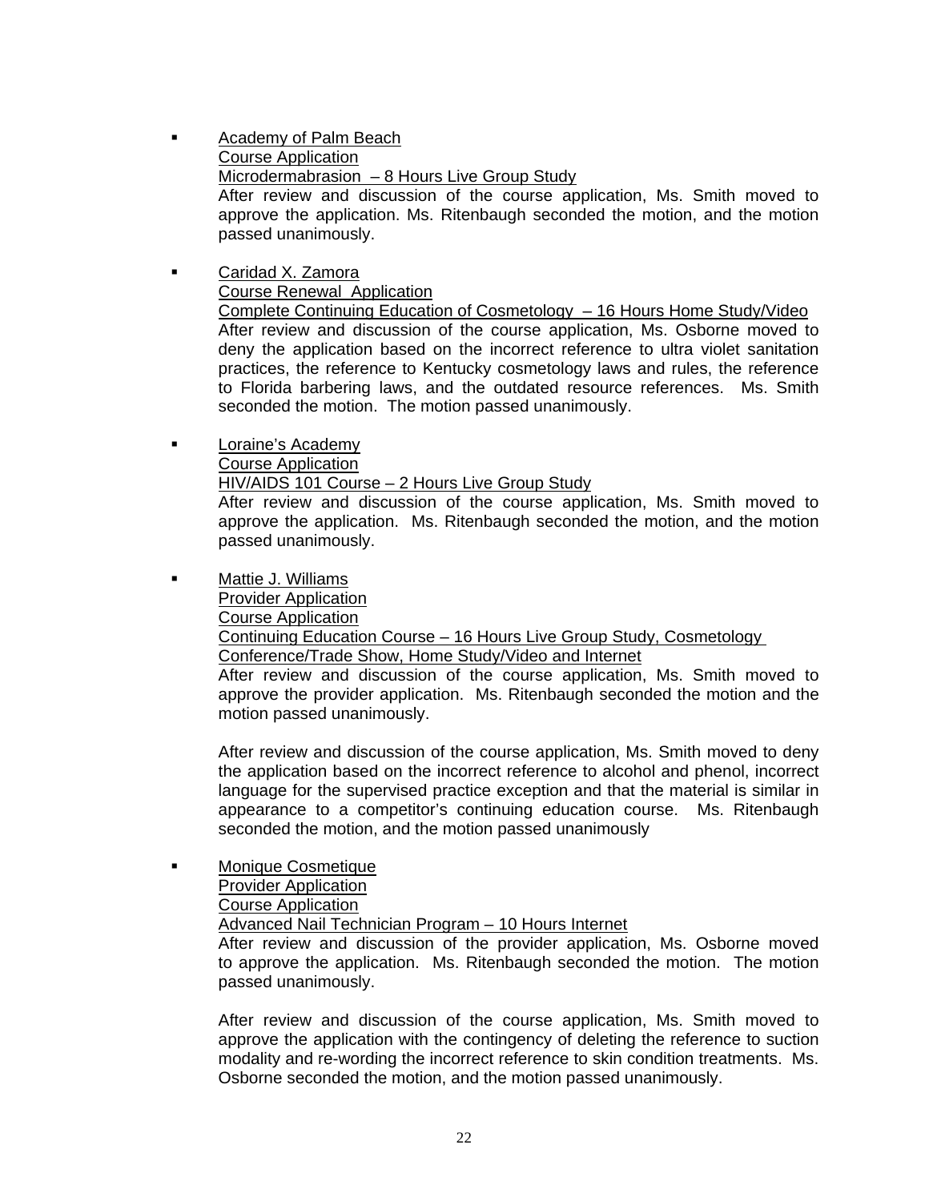- Academy of Palm Beach
  Course Application
  Microdermabrasion – 8 Hours Live Group Study
  After review and discussion of the course application, Ms. Smith moved to approve the application. Ms. Ritenbaugh seconded the motion, and the motion passed unanimously.

- Caridad X. Zamora
  Course Renewal Application
  Complete Continuing Education of Cosmetology – 16 Hours Home Study/Video
  After review and discussion of the course application, Ms. Osborne moved to deny the application based on the incorrect reference to ultra violet sanitation practices, the reference to Kentucky cosmetology laws and rules, the reference to Florida barbering laws, and the outdated resource references. Ms. Smith seconded the motion. The motion passed unanimously.

- Loraine's Academy
  Course Application
  HIV/AIDS 101 Course – 2 Hours Live Group Study
  After review and discussion of the course application, Ms. Smith moved to approve the application. Ms. Ritenbaugh seconded the motion, and the motion passed unanimously.

- Mattie J. Williams
  Provider Application
  Course Application
  Continuing Education Course – 16 Hours Live Group Study, Cosmetology Conference/Trade Show, Home Study/Video and Internet
  After review and discussion of the course application, Ms. Smith moved to approve the provider application. Ms. Ritenbaugh seconded the motion and the motion passed unanimously.

  After review and discussion of the course application, Ms. Smith moved to deny the application based on the incorrect reference to alcohol and phenol, incorrect language for the supervised practice exception and that the material is similar in appearance to a competitor's continuing education course. Ms. Ritenbaugh seconded the motion, and the motion passed unanimously

- Monique Cosmetique
  Provider Application
  Course Application
  Advanced Nail Technician Program – 10 Hours Internet
  After review and discussion of the provider application, Ms. Osborne moved to approve the application. Ms. Ritenbaugh seconded the motion. The motion passed unanimously.

  After review and discussion of the course application, Ms. Smith moved to approve the application with the contingency of deleting the reference to suction modality and re-wording the incorrect reference to skin condition treatments. Ms. Osborne seconded the motion, and the motion passed unanimously.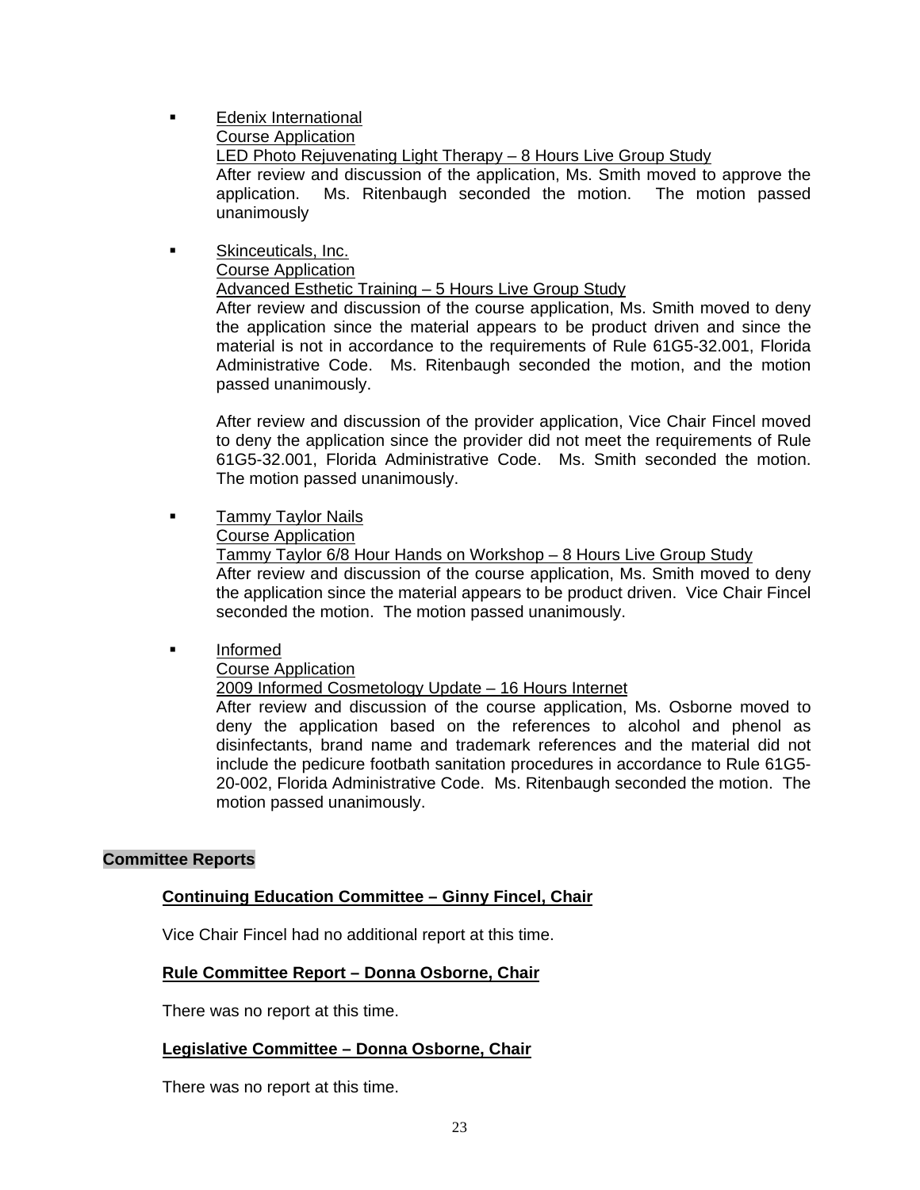- Edenix International
  Course Application
  LED Photo Rejuvenating Light Therapy – 8 Hours Live Group Study
  After review and discussion of the application, Ms. Smith moved to approve the application. Ms. Ritenbaugh seconded the motion. The motion passed unanimously

- Skinceuticals, Inc.
  Course Application
  Advanced Esthetic Training – 5 Hours Live Group Study
  After review and discussion of the course application, Ms. Smith moved to deny the application since the material appears to be product driven and since the material is not in accordance to the requirements of Rule 61G5-32.001, Florida Administrative Code. Ms. Ritenbaugh seconded the motion, and the motion passed unanimously.

  After review and discussion of the provider application, Vice Chair Fincel moved to deny the application since the provider did not meet the requirements of Rule 61G5-32.001, Florida Administrative Code. Ms. Smith seconded the motion. The motion passed unanimously.

- Tammy Taylor Nails
  Course Application
  Tammy Taylor 6/8 Hour Hands on Workshop – 8 Hours Live Group Study
  After review and discussion of the course application, Ms. Smith moved to deny the application since the material appears to be product driven. Vice Chair Fincel seconded the motion. The motion passed unanimously.

- Informed
  Course Application
  2009 Informed Cosmetology Update – 16 Hours Internet
  After review and discussion of the course application, Ms. Osborne moved to deny the application based on the references to alcohol and phenol as disinfectants, brand name and trademark references and the material did not include the pedicure footbath sanitation procedures in accordance to Rule 61G5-20-002, Florida Administrative Code. Ms. Ritenbaugh seconded the motion. The motion passed unanimously.

## Committee Reports

### Continuing Education Committee – Ginny Fincel, Chair

Vice Chair Fincel had no additional report at this time.

### Rule Committee Report – Donna Osborne, Chair

There was no report at this time.

### Legislative Committee – Donna Osborne, Chair

There was no report at this time.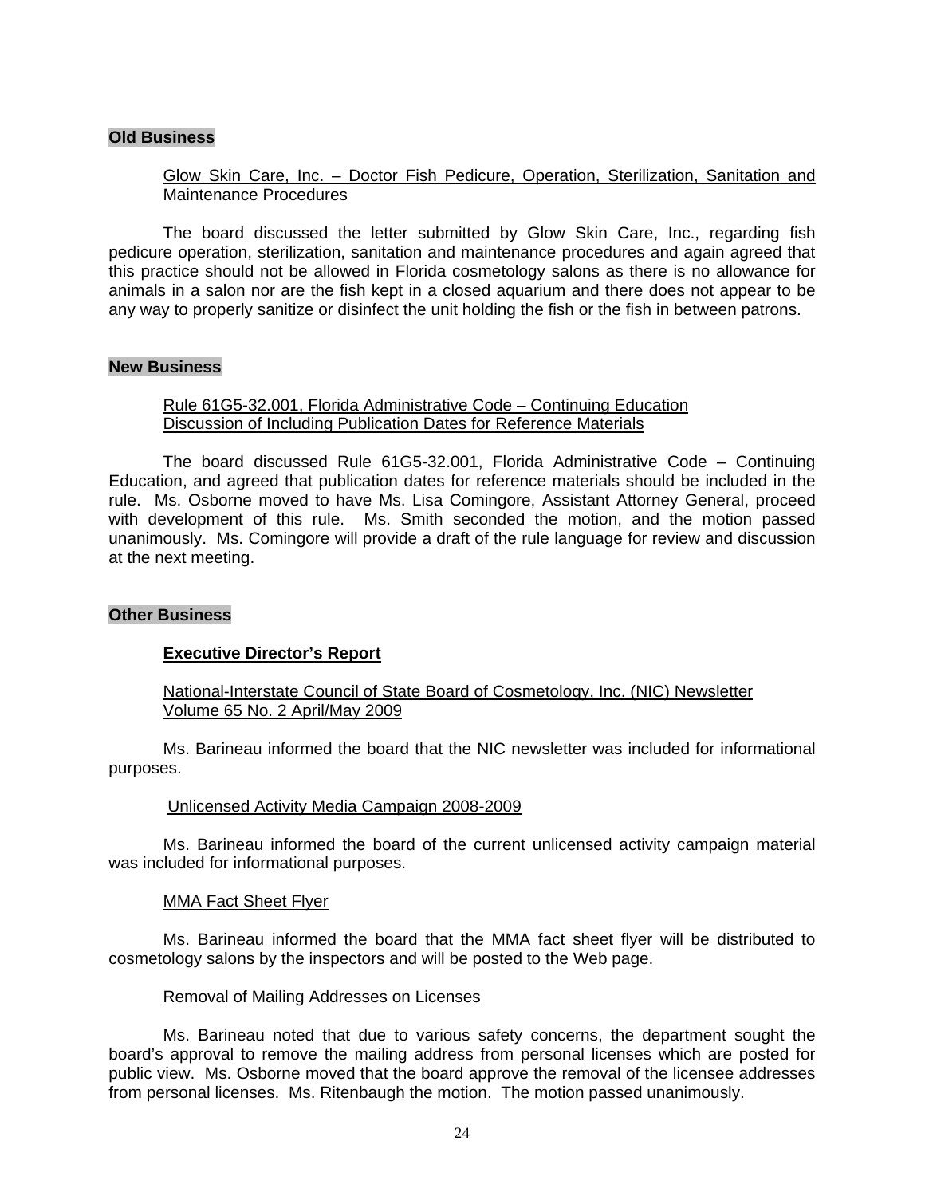**Old Business**

Glow Skin Care, Inc. – Doctor Fish Pedicure, Operation, Sterilization, Sanitation and Maintenance Procedures

The board discussed the letter submitted by Glow Skin Care, Inc., regarding fish pedicure operation, sterilization, sanitation and maintenance procedures and again agreed that this practice should not be allowed in Florida cosmetology salons as there is no allowance for animals in a salon nor are the fish kept in a closed aquarium and there does not appear to be any way to properly sanitize or disinfect the unit holding the fish or the fish in between patrons.

**New Business**

Rule 61G5-32.001, Florida Administrative Code – Continuing Education
Discussion of Including Publication Dates for Reference Materials

The board discussed Rule 61G5-32.001, Florida Administrative Code – Continuing Education, and agreed that publication dates for reference materials should be included in the rule. Ms. Osborne moved to have Ms. Lisa Comingore, Assistant Attorney General, proceed with development of this rule. Ms. Smith seconded the motion, and the motion passed unanimously. Ms. Comingore will provide a draft of the rule language for review and discussion at the next meeting.

**Other Business**

**Executive Director's Report**

National-Interstate Council of State Board of Cosmetology, Inc. (NIC) Newsletter
Volume 65 No. 2 April/May 2009

Ms. Barineau informed the board that the NIC newsletter was included for informational purposes.

Unlicensed Activity Media Campaign 2008-2009

Ms. Barineau informed the board of the current unlicensed activity campaign material was included for informational purposes.

MMA Fact Sheet Flyer

Ms. Barineau informed the board that the MMA fact sheet flyer will be distributed to cosmetology salons by the inspectors and will be posted to the Web page.

Removal of Mailing Addresses on Licenses

Ms. Barineau noted that due to various safety concerns, the department sought the board's approval to remove the mailing address from personal licenses which are posted for public view. Ms. Osborne moved that the board approve the removal of the licensee addresses from personal licenses. Ms. Ritenbaugh the motion. The motion passed unanimously.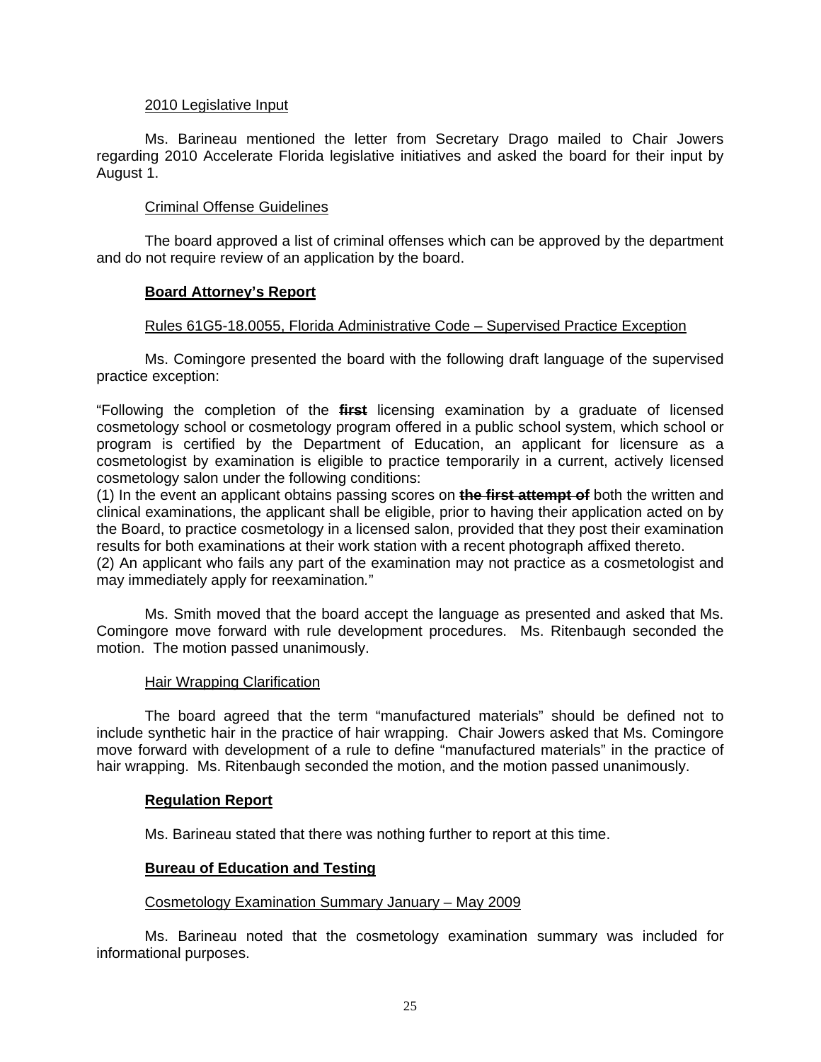2010 Legislative Input

Ms. Barineau mentioned the letter from Secretary Drago mailed to Chair Jowers regarding 2010 Accelerate Florida legislative initiatives and asked the board for their input by August 1.

Criminal Offense Guidelines

The board approved a list of criminal offenses which can be approved by the department and do not require review of an application by the board.

**Board Attorney's Report**

Rules 61G5-18.0055, Florida Administrative Code – Supervised Practice Exception

Ms. Comingore presented the board with the following draft language of the supervised practice exception:

"Following the completion of the ~~**first**~~ licensing examination by a graduate of licensed cosmetology school or cosmetology program offered in a public school system, which school or program is certified by the Department of Education, an applicant for licensure as a cosmetologist by examination is eligible to practice temporarily in a current, actively licensed cosmetology salon under the following conditions:
(1) In the event an applicant obtains passing scores on ~~**the first attempt of**~~ both the written and clinical examinations, the applicant shall be eligible, prior to having their application acted on by the Board, to practice cosmetology in a licensed salon, provided that they post their examination results for both examinations at their work station with a recent photograph affixed thereto.
(2) An applicant who fails any part of the examination may not practice as a cosmetologist and may immediately apply for reexamination."

Ms. Smith moved that the board accept the language as presented and asked that Ms. Comingore move forward with rule development procedures. Ms. Ritenbaugh seconded the motion. The motion passed unanimously.

Hair Wrapping Clarification

The board agreed that the term "manufactured materials" should be defined not to include synthetic hair in the practice of hair wrapping. Chair Jowers asked that Ms. Comingore move forward with development of a rule to define "manufactured materials" in the practice of hair wrapping. Ms. Ritenbaugh seconded the motion, and the motion passed unanimously.

**Regulation Report**

Ms. Barineau stated that there was nothing further to report at this time.

**Bureau of Education and Testing**

Cosmetology Examination Summary January – May 2009

Ms. Barineau noted that the cosmetology examination summary was included for informational purposes.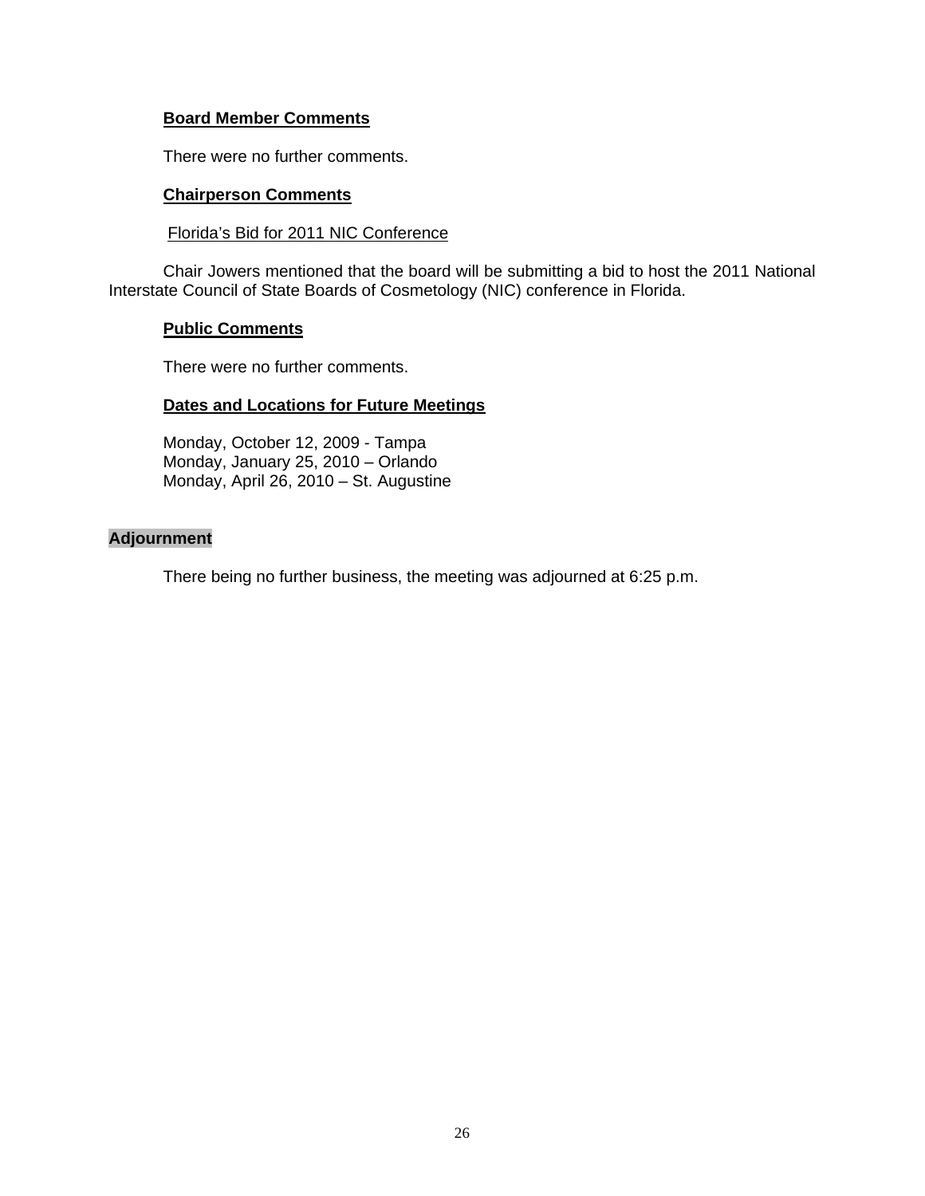**Board Member Comments**

There were no further comments.

**Chairperson Comments**

Florida's Bid for 2011 NIC Conference

Chair Jowers mentioned that the board will be submitting a bid to host the 2011 National Interstate Council of State Boards of Cosmetology (NIC) conference in Florida.

**Public Comments**

There were no further comments.

**Dates and Locations for Future Meetings**

Monday, October 12, 2009 - Tampa
Monday, January 25, 2010 – Orlando
Monday, April 26, 2010 – St. Augustine

**Adjournment**

There being no further business, the meeting was adjourned at 6:25 p.m.